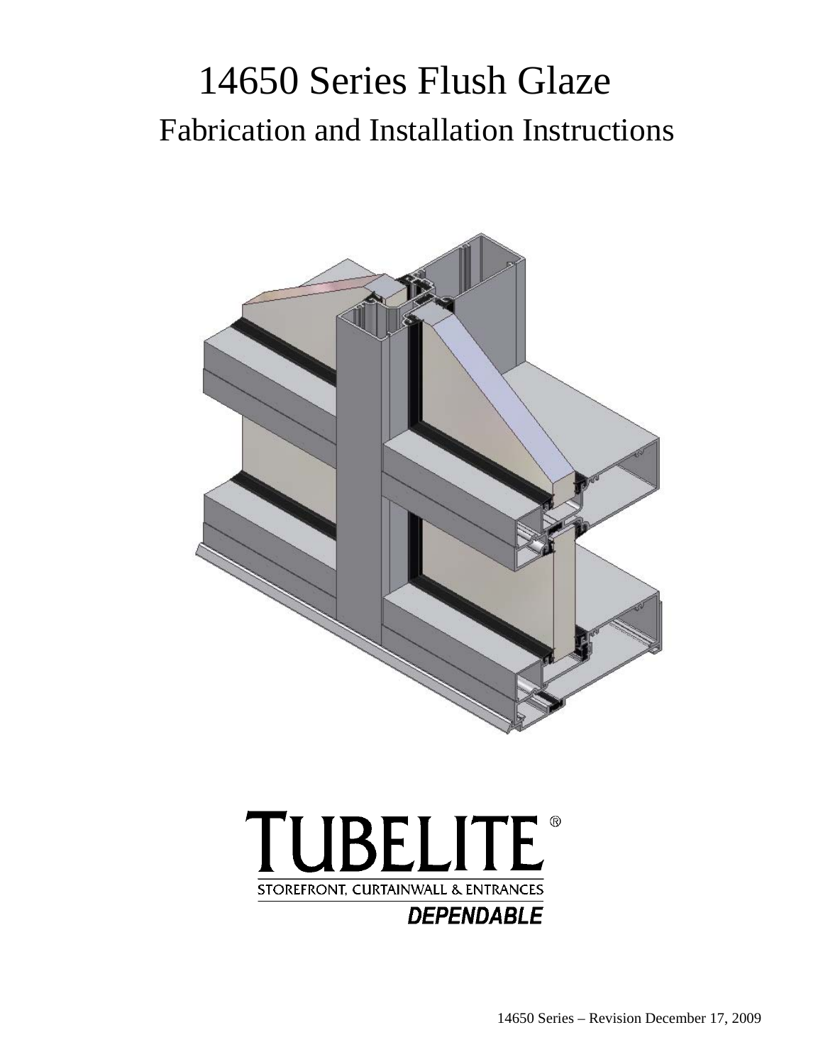# 14650 Series Flush Glaze

## Fabrication and Installation Instructions

TUBELITE®

STOREFRONT, CURTAINWALL & ENTRANCES

***DEPENDABLE***

14650 Series – Revision December 17, 2009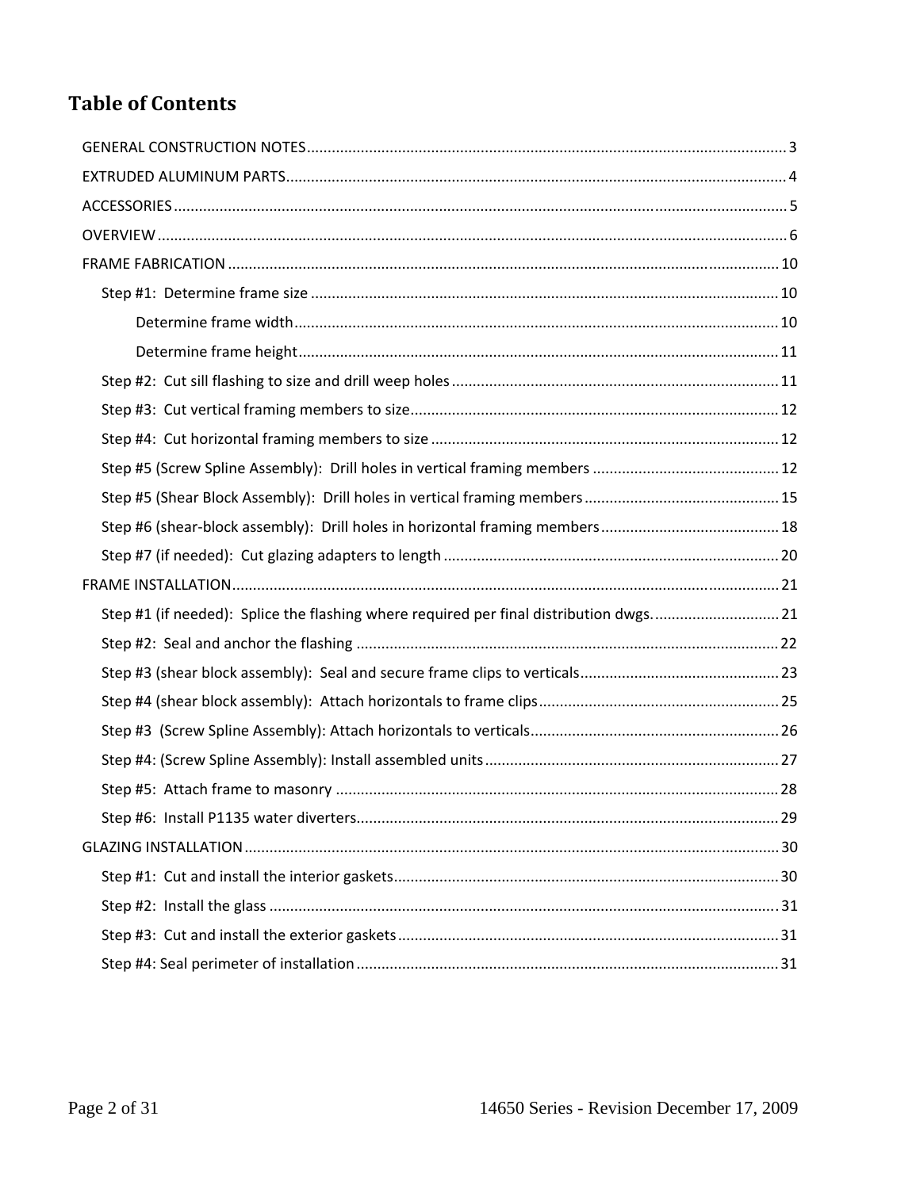# Table of Contents

- GENERAL CONSTRUCTION NOTES ..... 3
- EXTRUDED ALUMINUM PARTS ..... 4
- ACCESSORIES ..... 5
- OVERVIEW ..... 6
- FRAME FABRICATION ..... 10
  - Step #1: Determine frame size ..... 10
    - Determine frame width ..... 10
    - Determine frame height ..... 11
  - Step #2: Cut sill flashing to size and drill weep holes ..... 11
  - Step #3: Cut vertical framing members to size ..... 12
  - Step #4: Cut horizontal framing members to size ..... 12
  - Step #5 (Screw Spline Assembly): Drill holes in vertical framing members ..... 12
  - Step #5 (Shear Block Assembly): Drill holes in vertical framing members ..... 15
  - Step #6 (shear-block assembly): Drill holes in horizontal framing members ..... 18
  - Step #7 (if needed): Cut glazing adapters to length ..... 20
- FRAME INSTALLATION ..... 21
  - Step #1 (if needed): Splice the flashing where required per final distribution dwgs. ..... 21
  - Step #2: Seal and anchor the flashing ..... 22
  - Step #3 (shear block assembly): Seal and secure frame clips to verticals ..... 23
  - Step #4 (shear block assembly): Attach horizontals to frame clips ..... 25
  - Step #3 (Screw Spline Assembly): Attach horizontals to verticals ..... 26
  - Step #4: (Screw Spline Assembly): Install assembled units ..... 27
  - Step #5: Attach frame to masonry ..... 28
  - Step #6: Install P1135 water diverters ..... 29
- GLAZING INSTALLATION ..... 30
  - Step #1: Cut and install the interior gaskets ..... 30
  - Step #2: Install the glass ..... 31
  - Step #3: Cut and install the exterior gaskets ..... 31
  - Step #4: Seal perimeter of installation ..... 31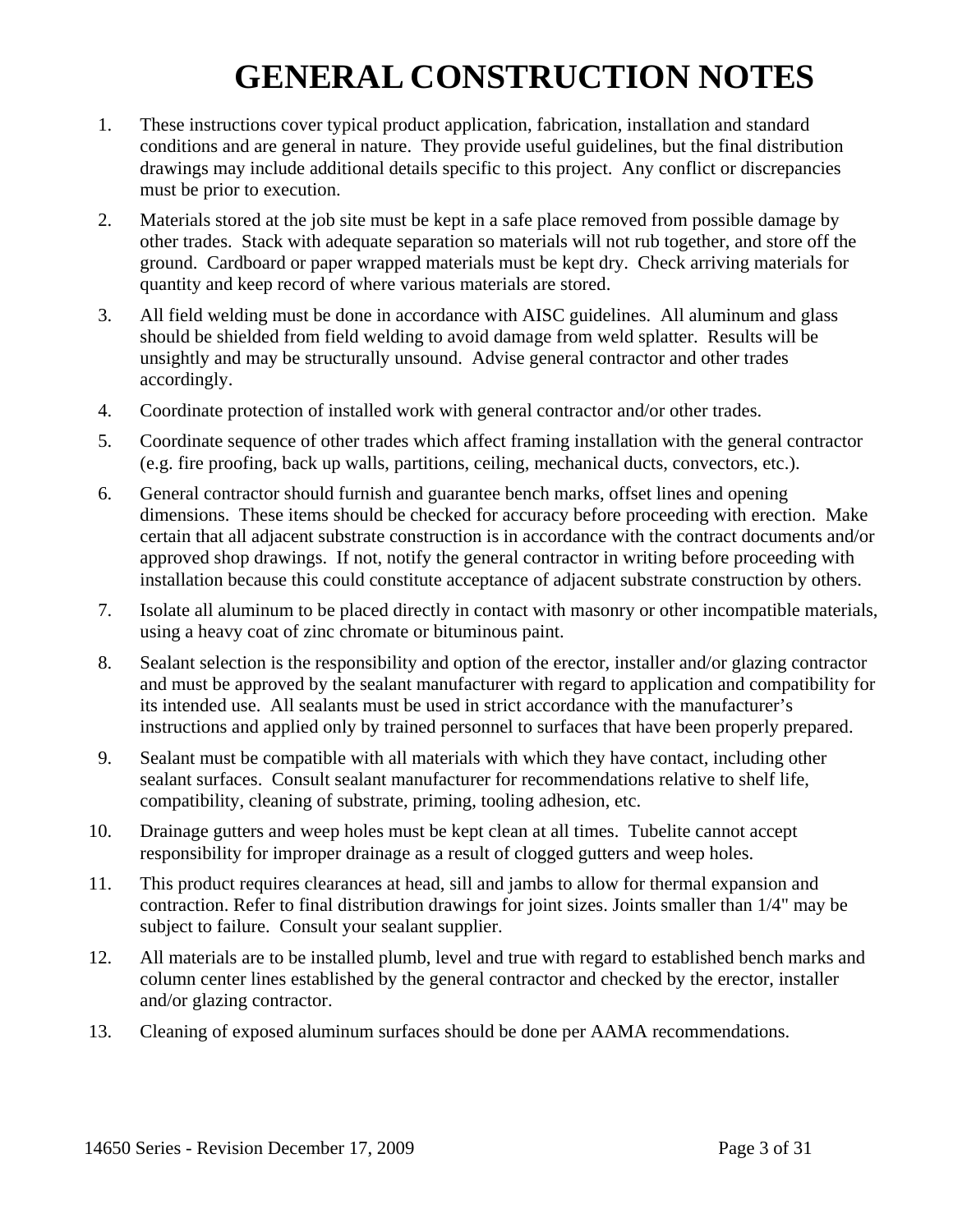# GENERAL CONSTRUCTION NOTES

1. These instructions cover typical product application, fabrication, installation and standard conditions and are general in nature. They provide useful guidelines, but the final distribution drawings may include additional details specific to this project. Any conflict or discrepancies must be prior to execution.
2. Materials stored at the job site must be kept in a safe place removed from possible damage by other trades. Stack with adequate separation so materials will not rub together, and store off the ground. Cardboard or paper wrapped materials must be kept dry. Check arriving materials for quantity and keep record of where various materials are stored.
3. All field welding must be done in accordance with AISC guidelines. All aluminum and glass should be shielded from field welding to avoid damage from weld splatter. Results will be unsightly and may be structurally unsound. Advise general contractor and other trades accordingly.
4. Coordinate protection of installed work with general contractor and/or other trades.
5. Coordinate sequence of other trades which affect framing installation with the general contractor (e.g. fire proofing, back up walls, partitions, ceiling, mechanical ducts, convectors, etc.).
6. General contractor should furnish and guarantee bench marks, offset lines and opening dimensions. These items should be checked for accuracy before proceeding with erection. Make certain that all adjacent substrate construction is in accordance with the contract documents and/or approved shop drawings. If not, notify the general contractor in writing before proceeding with installation because this could constitute acceptance of adjacent substrate construction by others.
7. Isolate all aluminum to be placed directly in contact with masonry or other incompatible materials, using a heavy coat of zinc chromate or bituminous paint.
8. Sealant selection is the responsibility and option of the erector, installer and/or glazing contractor and must be approved by the sealant manufacturer with regard to application and compatibility for its intended use. All sealants must be used in strict accordance with the manufacturer's instructions and applied only by trained personnel to surfaces that have been properly prepared.
9. Sealant must be compatible with all materials with which they have contact, including other sealant surfaces. Consult sealant manufacturer for recommendations relative to shelf life, compatibility, cleaning of substrate, priming, tooling adhesion, etc.
10. Drainage gutters and weep holes must be kept clean at all times. Tubelite cannot accept responsibility for improper drainage as a result of clogged gutters and weep holes.
11. This product requires clearances at head, sill and jambs to allow for thermal expansion and contraction. Refer to final distribution drawings for joint sizes. Joints smaller than 1/4" may be subject to failure. Consult your sealant supplier.
12. All materials are to be installed plumb, level and true with regard to established bench marks and column center lines established by the general contractor and checked by the erector, installer and/or glazing contractor.
13. Cleaning of exposed aluminum surfaces should be done per AAMA recommendations.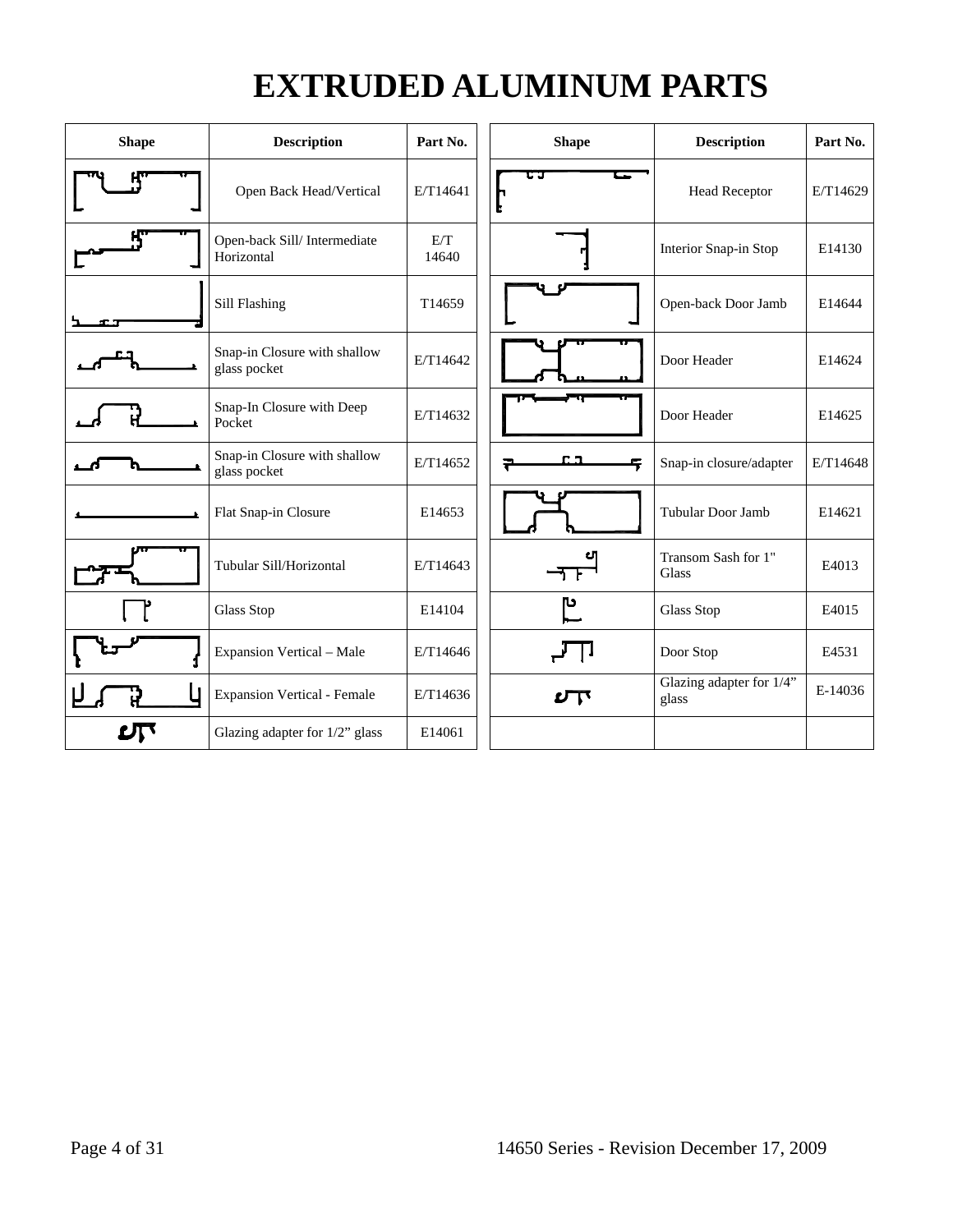# EXTRUDED ALUMINUM PARTS

| Shape | Description | Part No. |
|---|---|---|
| | Open Back Head/Vertical | E/T14641 |
| | Open-back Sill/ Intermediate Horizontal | E/T 14640 |
| | Sill Flashing | T14659 |
| | Snap-in Closure with shallow glass pocket | E/T14642 |
| | Snap-In Closure with Deep Pocket | E/T14632 |
| | Snap-in Closure with shallow glass pocket | E/T14652 |
| | Flat Snap-in Closure | E14653 |
| | Tubular Sill/Horizontal | E/T14643 |
| | Glass Stop | E14104 |
| | Expansion Vertical – Male | E/T14646 |
| | Expansion Vertical - Female | E/T14636 |
| | Glazing adapter for 1/2" glass | E14061 |

| Shape | Description | Part No. |
|---|---|---|
| | Head Receptor | E/T14629 |
| | Interior Snap-in Stop | E14130 |
| | Open-back Door Jamb | E14644 |
| | Door Header | E14624 |
| | Door Header | E14625 |
| | Snap-in closure/adapter | E/T14648 |
| | Tubular Door Jamb | E14621 |
| | Transom Sash for 1" Glass | E4013 |
| | Glass Stop | E4015 |
| | Door Stop | E4531 |
| | Glazing adapter for 1/4" glass | E-14036 |
| | | |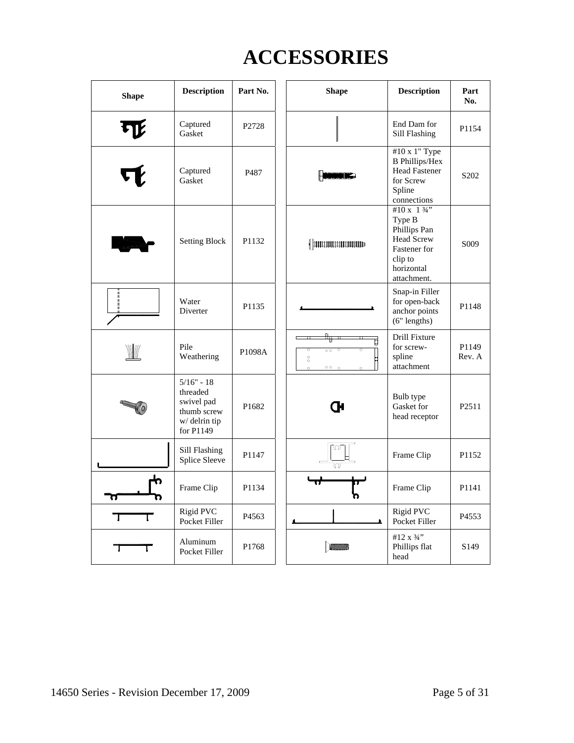# ACCESSORIES

| Shape | Description | Part No. |
|---|---|---|
| | Captured Gasket | P2728 |
| | Captured Gasket | P487 |
| | Setting Block | P1132 |
| | Water Diverter | P1135 |
| | Pile Weathering | P1098A |
| | 5/16" - 18 threaded swivel pad thumb screw w/ delrin tip for P1149 | P1682 |
| | Sill Flashing Splice Sleeve | P1147 |
| | Frame Clip | P1134 |
| | Rigid PVC Pocket Filler | P4563 |
| | Aluminum Pocket Filler | P1768 |

| Shape | Description | Part No. |
|---|---|---|
| | End Dam for Sill Flashing | P1154 |
| | #10 x 1" Type B Phillips/Hex Head Fastener for Screw Spline connections | S202 |
| | #10 x 1 ¾" Type B Phillips Pan Head Screw Fastener for clip to horizontal attachment. | S009 |
| | Snap-in Filler for open-back anchor points (6" lengths) | P1148 |
| | Drill Fixture for screw-spline attachment | P1149 Rev. A |
| | Bulb type Gasket for head receptor | P2511 |
| | Frame Clip | P1152 |
| | Frame Clip | P1141 |
| | Rigid PVC Pocket Filler | P4553 |
| | #12 x ¾" Phillips flat head | S149 |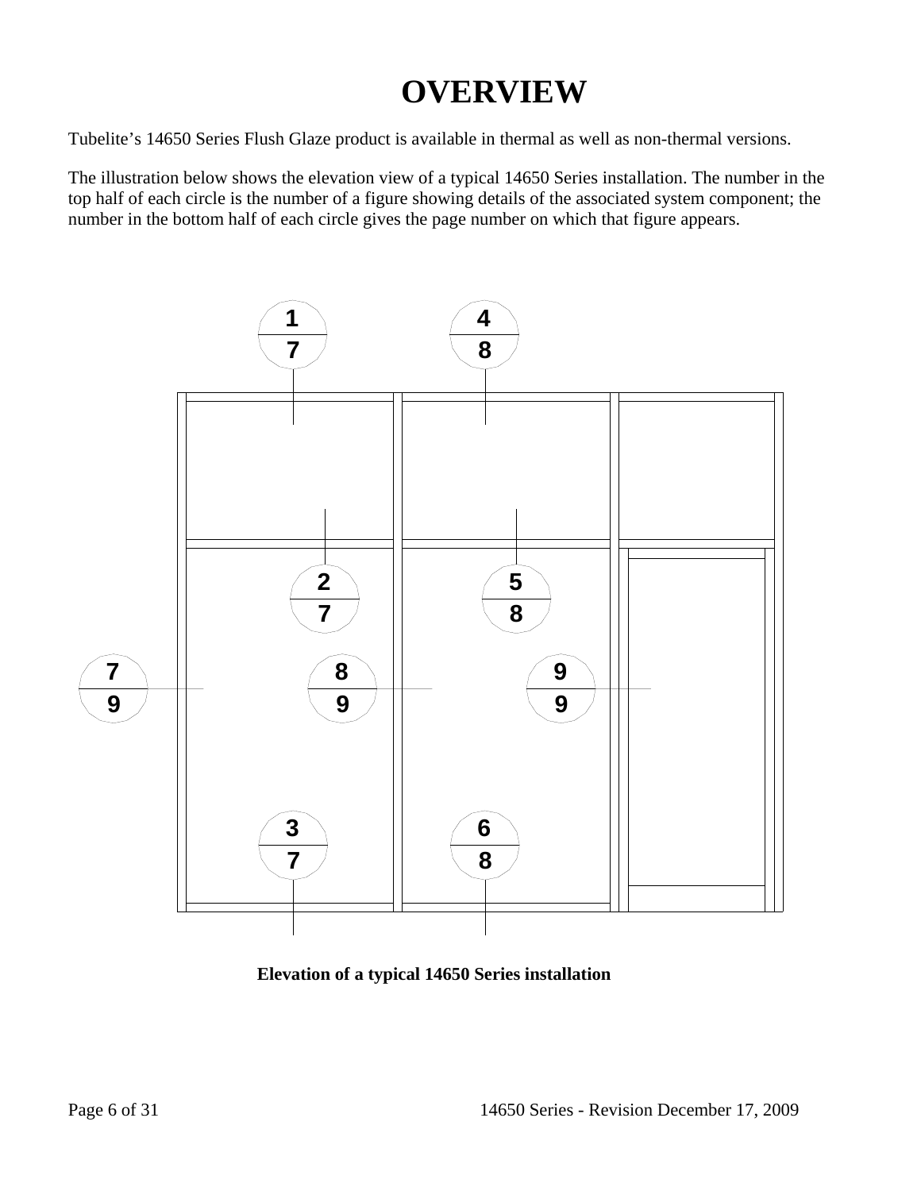# OVERVIEW

Tubelite's 14650 Series Flush Glaze product is available in thermal as well as non-thermal versions.

The illustration below shows the elevation view of a typical 14650 Series installation. The number in the top half of each circle is the number of a figure showing details of the associated system component; the number in the bottom half of each circle gives the page number on which that figure appears.

**Elevation of a typical 14650 Series installation**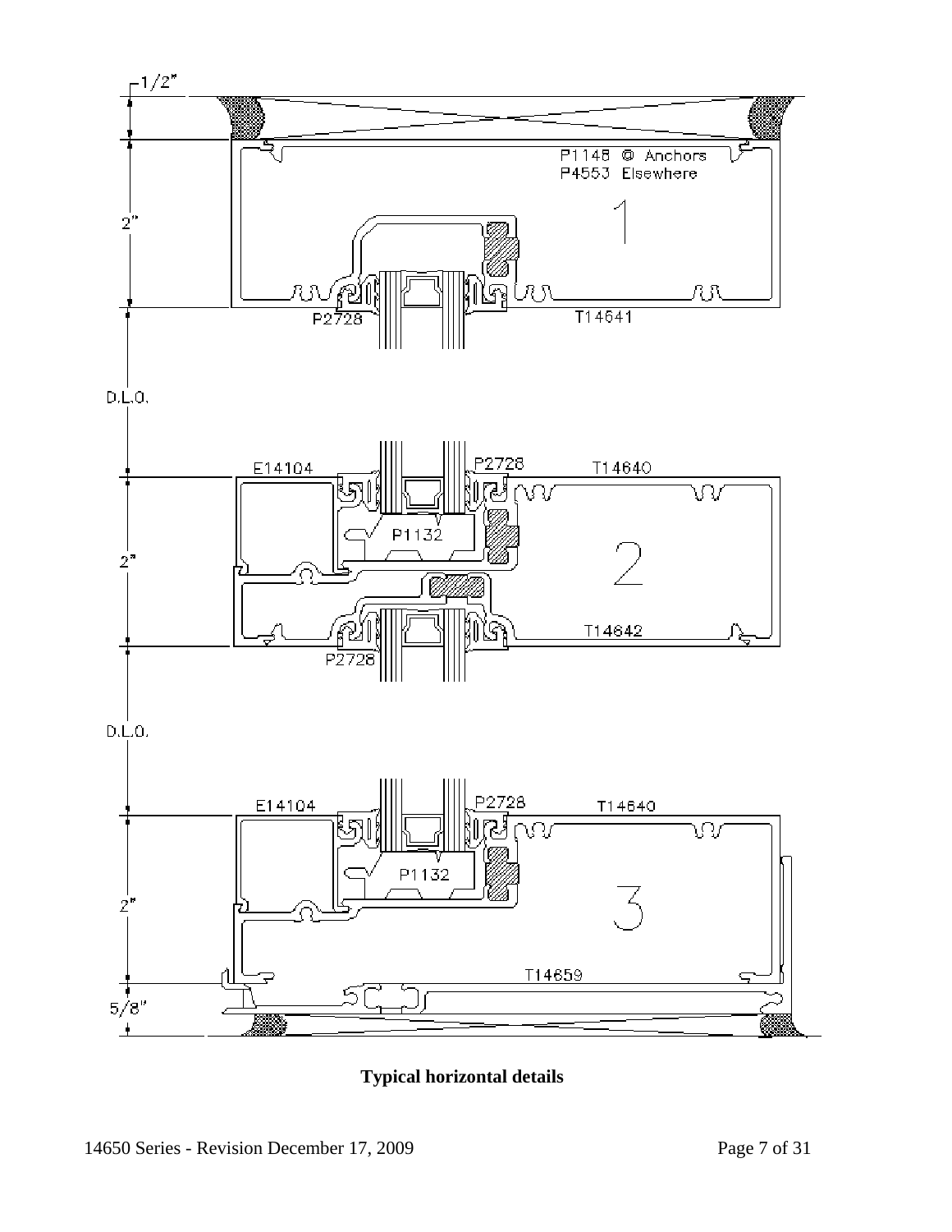1/2"

P1148 @ Anchors
P4553 Elsewhere

2"

1

P2728

T14641

D.L.O.

E14104

P2728

T14640

P1132

2"

2

T14642

P2728

D.L.O.

E14104

P2728

T14640

P1132

2"

3

T14659

5/8"

**Typical horizontal details**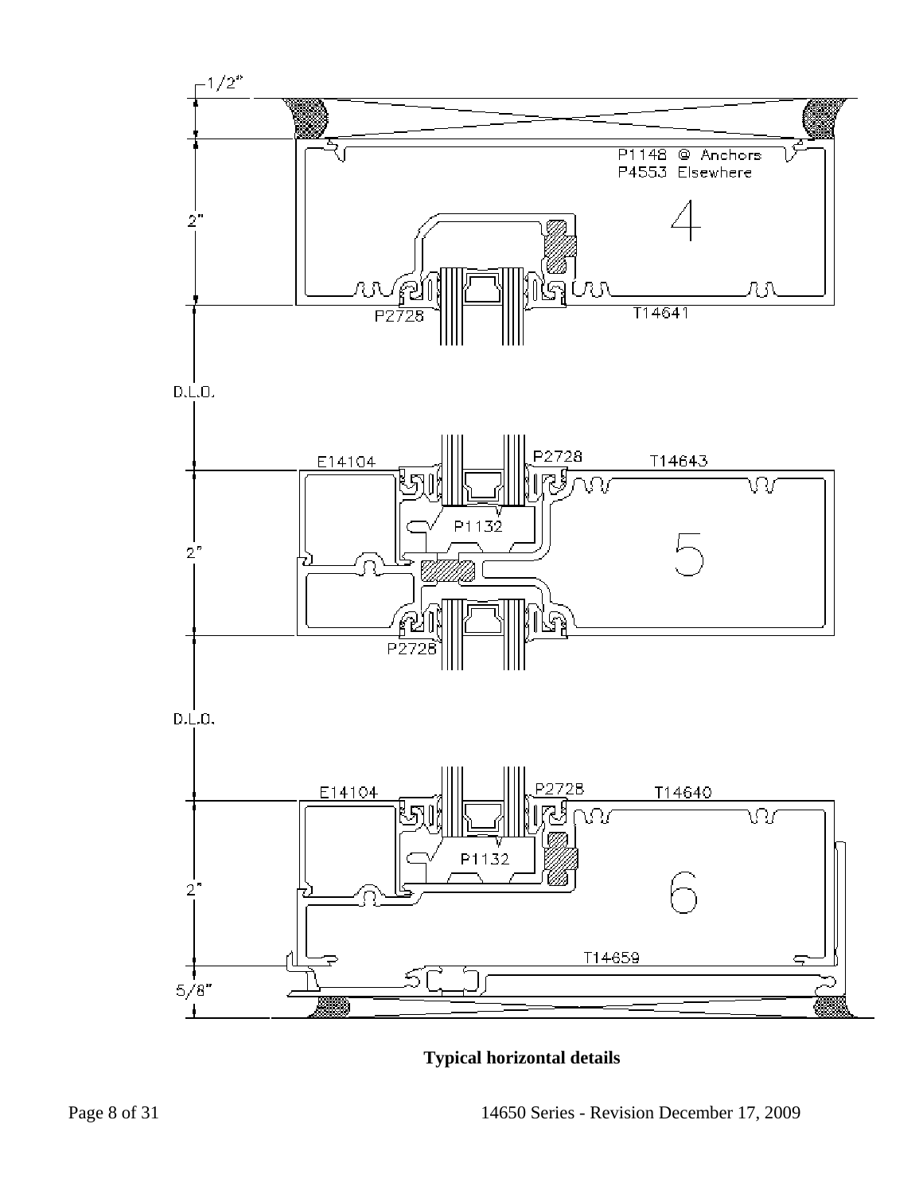1/2"

P1148 @ Anchors
P4553 Elsewhere

4

2"

P2728

T14641

D.L.O.

E14104

P2728

T14643

P1132

2"

5

P2728

D.L.O.

E14104

P2728

T14640

P1132

2"

6

T14659

5/8"

**Typical horizontal details**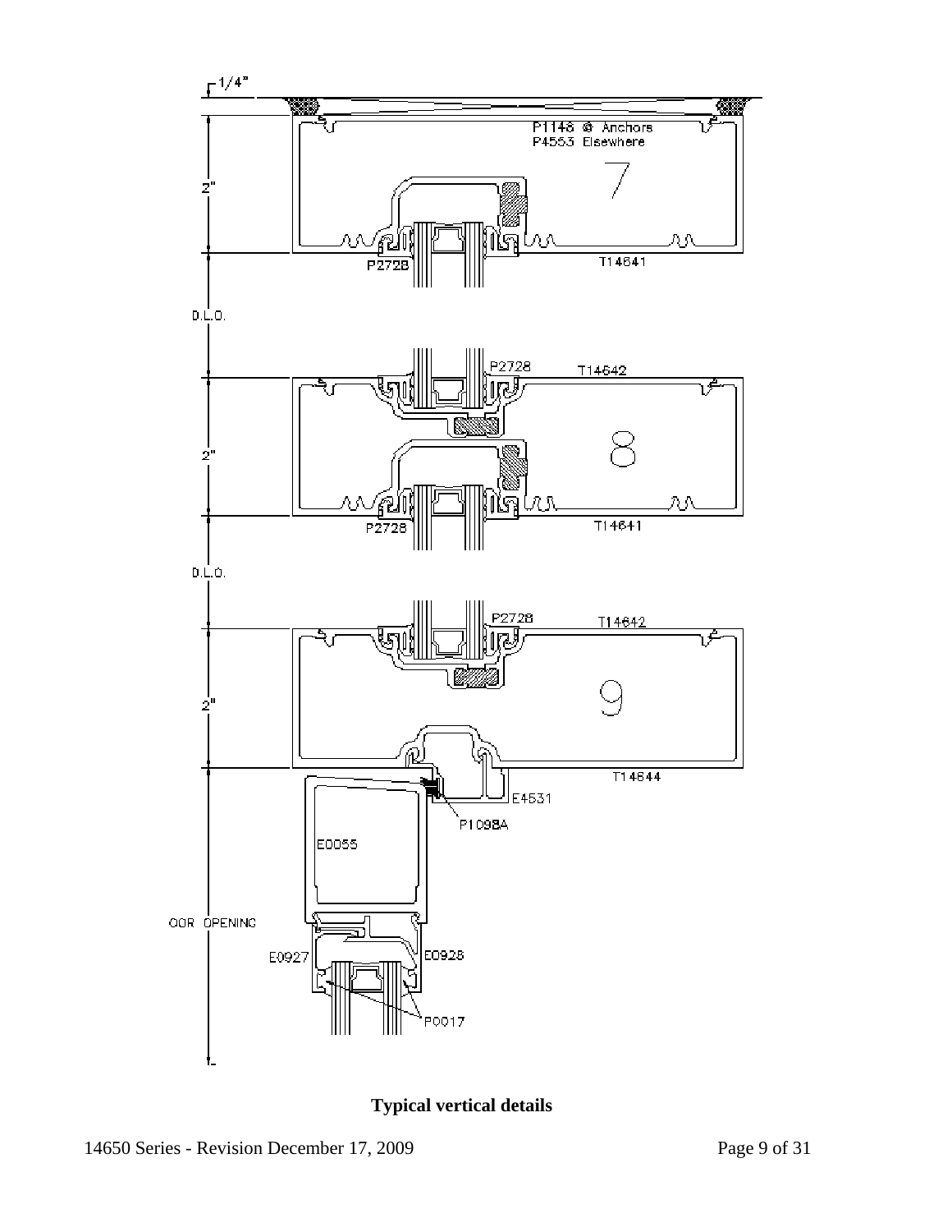1/4"

P1146 @ Anchors
P4553 Elsewhere

7

2"

P2728

T14641

D.L.O.

P2728

T14642

2"

8

P2728

T14641

D.L.O.

P2728

T14642

2"

9

T14644

E4531

P1098A

E0055

DOR OPENING

E0927

E0928

P0017

**Typical vertical details**

14650 Series - Revision December 17, 2009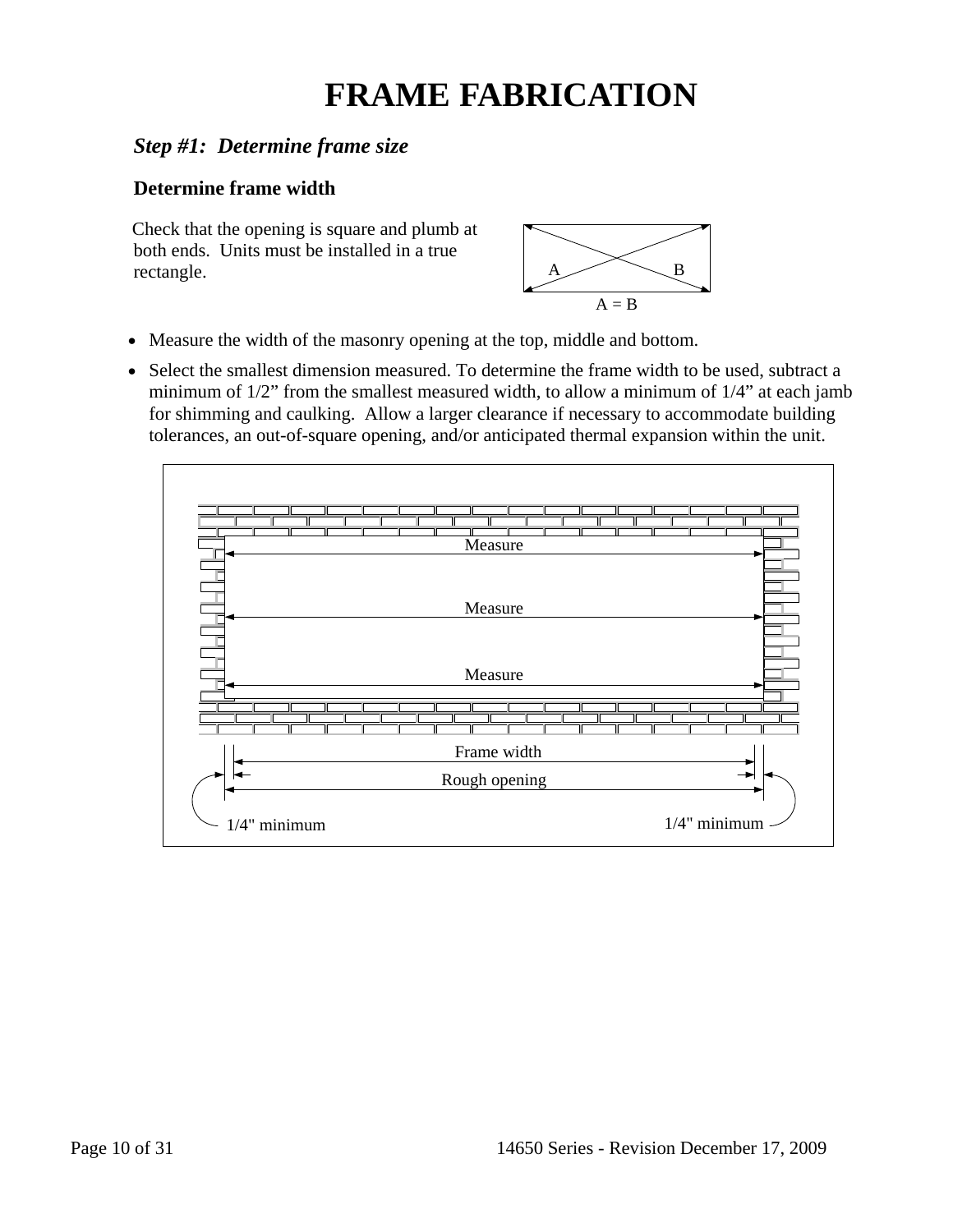# FRAME FABRICATION

### *Step #1: Determine frame size*

**Determine frame width**

Check that the opening is square and plumb at both ends. Units must be installed in a true rectangle.

A = B

- Measure the width of the masonry opening at the top, middle and bottom.
- Select the smallest dimension measured. To determine the frame width to be used, subtract a minimum of 1/2" from the smallest measured width, to allow a minimum of 1/4" at each jamb for shimming and caulking. Allow a larger clearance if necessary to accommodate building tolerances, an out-of-square opening, and/or anticipated thermal expansion within the unit.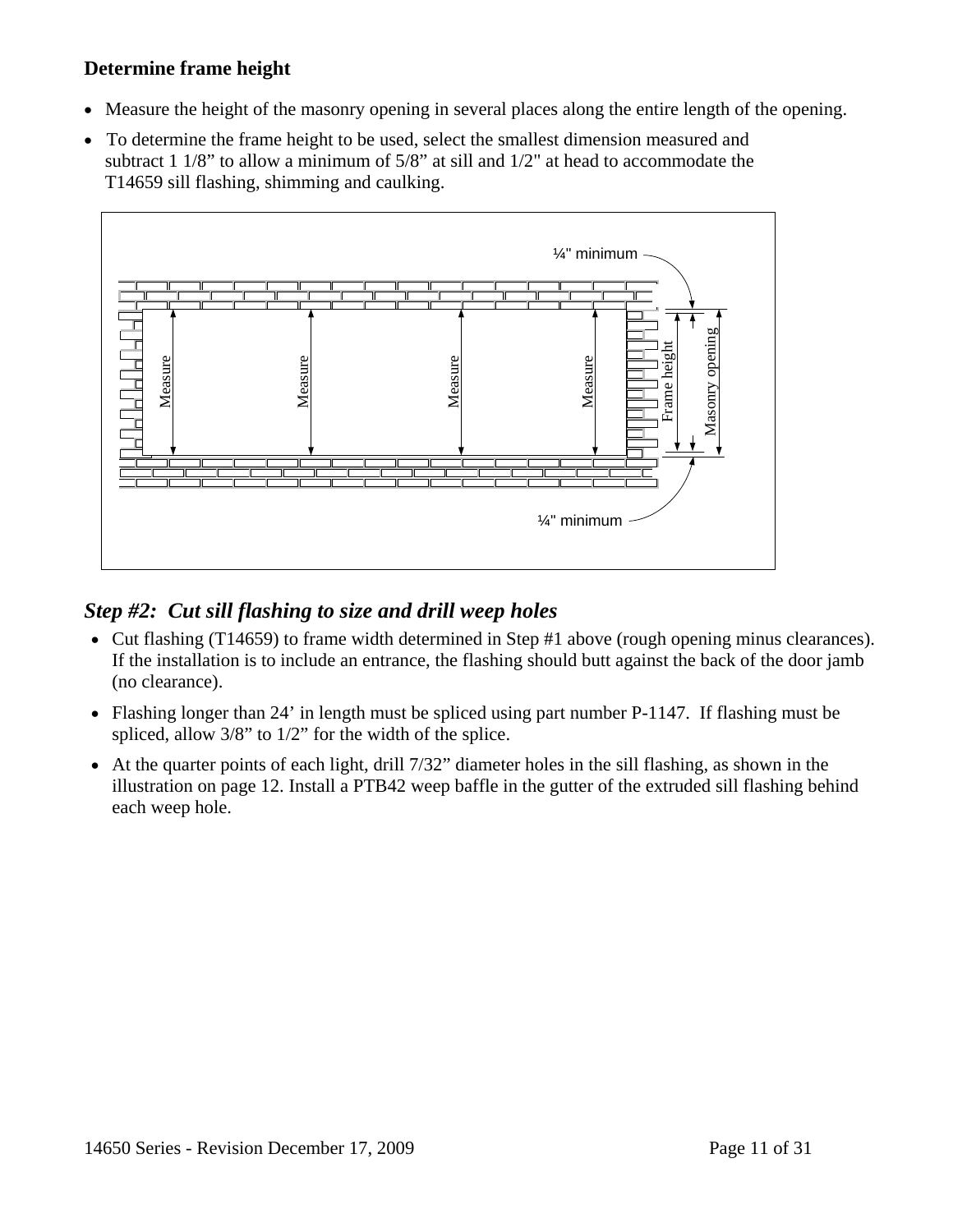### Determine frame height

- Measure the height of the masonry opening in several places along the entire length of the opening.
- To determine the frame height to be used, select the smallest dimension measured and subtract 1 1/8” to allow a minimum of 5/8” at sill and 1/2" at head to accommodate the T14659 sill flashing, shimming and caulking.

## *Step #2: Cut sill flashing to size and drill weep holes*

- Cut flashing (T14659) to frame width determined in Step #1 above (rough opening minus clearances). If the installation is to include an entrance, the flashing should butt against the back of the door jamb (no clearance).
- Flashing longer than 24’ in length must be spliced using part number P-1147. If flashing must be spliced, allow 3/8” to 1/2” for the width of the splice.
- At the quarter points of each light, drill 7/32” diameter holes in the sill flashing, as shown in the illustration on page 12. Install a PTB42 weep baffle in the gutter of the extruded sill flashing behind each weep hole.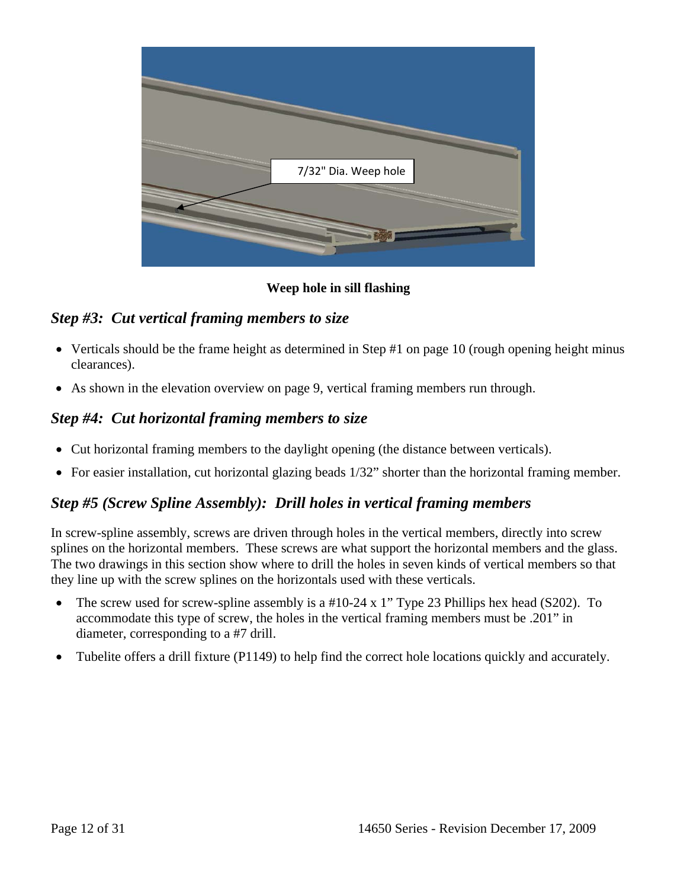7/32" Dia. Weep hole

**Weep hole in sill flashing**

## *Step #3: Cut vertical framing members to size*

- Verticals should be the frame height as determined in Step #1 on page 10 (rough opening height minus clearances).
- As shown in the elevation overview on page 9, vertical framing members run through.

## *Step #4: Cut horizontal framing members to size*

- Cut horizontal framing members to the daylight opening (the distance between verticals).
- For easier installation, cut horizontal glazing beads 1/32" shorter than the horizontal framing member.

## *Step #5 (Screw Spline Assembly): Drill holes in vertical framing members*

In screw-spline assembly, screws are driven through holes in the vertical members, directly into screw splines on the horizontal members. These screws are what support the horizontal members and the glass. The two drawings in this section show where to drill the holes in seven kinds of vertical members so that they line up with the screw splines on the horizontals used with these verticals.

- The screw used for screw-spline assembly is a #10-24 x 1" Type 23 Phillips hex head (S202). To accommodate this type of screw, the holes in the vertical framing members must be .201" in diameter, corresponding to a #7 drill.
- Tubelite offers a drill fixture (P1149) to help find the correct hole locations quickly and accurately.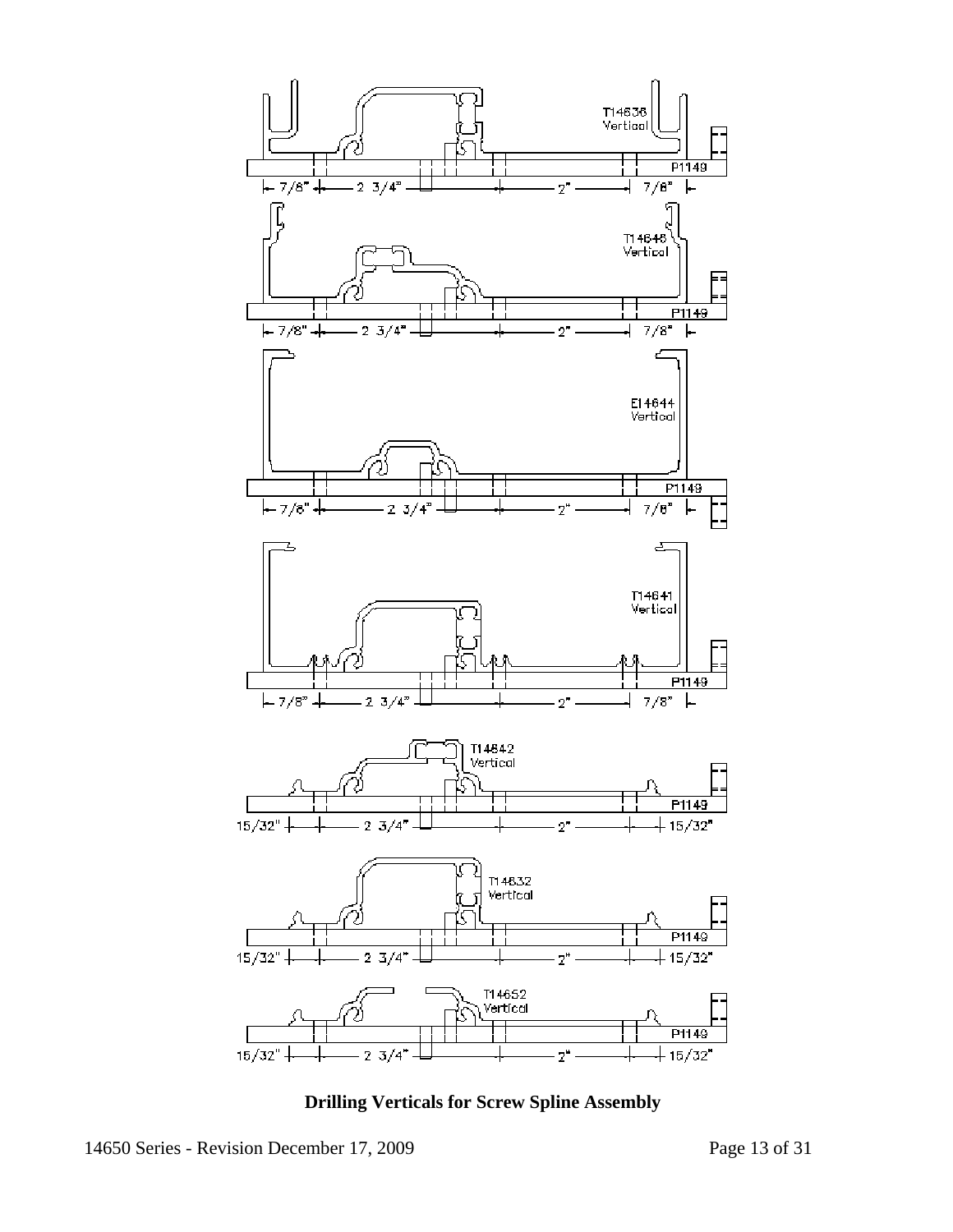**Drilling Verticals for Screw Spline Assembly**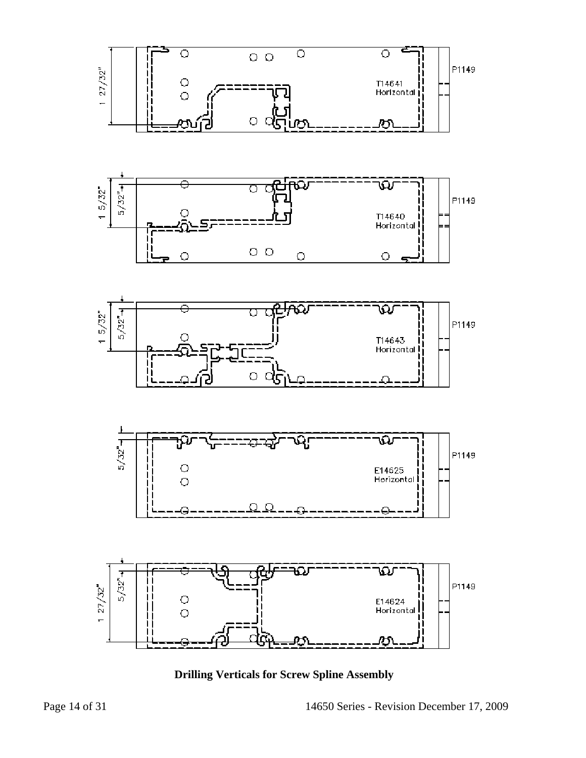1 27/32"

P1149

T14641
Horizontal

1 5/32"

5/32"

P1149

T14640
Horizontal

1 5/32"

5/32"

P1149

T14643
Horizontal

5/32"

P1149

E14625
Horizontal

1 27/32"

5/32"

P1149

E14624
Horizontal

**Drilling Verticals for Screw Spline Assembly**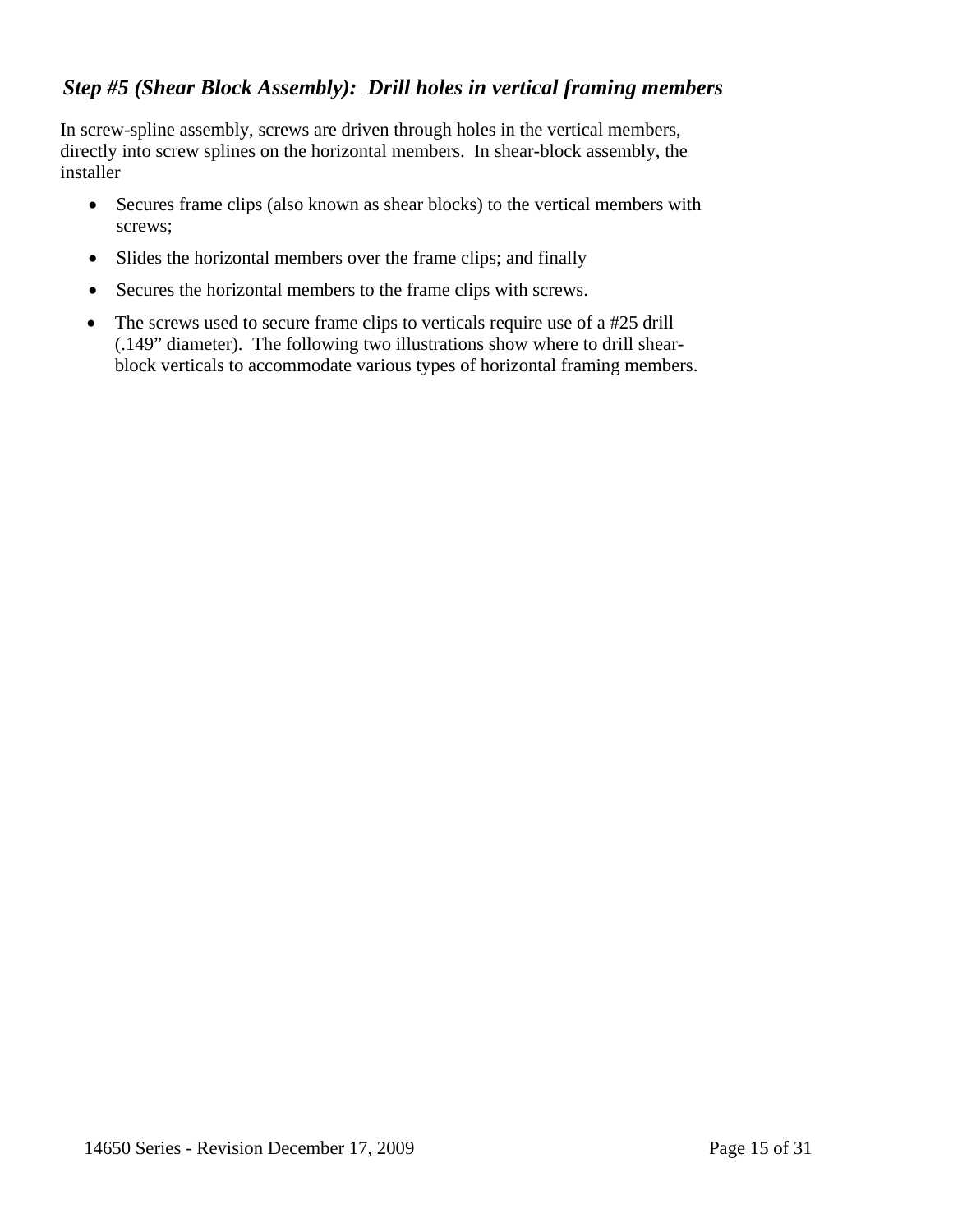### *Step #5 (Shear Block Assembly): Drill holes in vertical framing members*

In screw-spline assembly, screws are driven through holes in the vertical members, directly into screw splines on the horizontal members. In shear-block assembly, the installer

- Secures frame clips (also known as shear blocks) to the vertical members with screws;
- Slides the horizontal members over the frame clips; and finally
- Secures the horizontal members to the frame clips with screws.
- The screws used to secure frame clips to verticals require use of a #25 drill (.149" diameter). The following two illustrations show where to drill shear-block verticals to accommodate various types of horizontal framing members.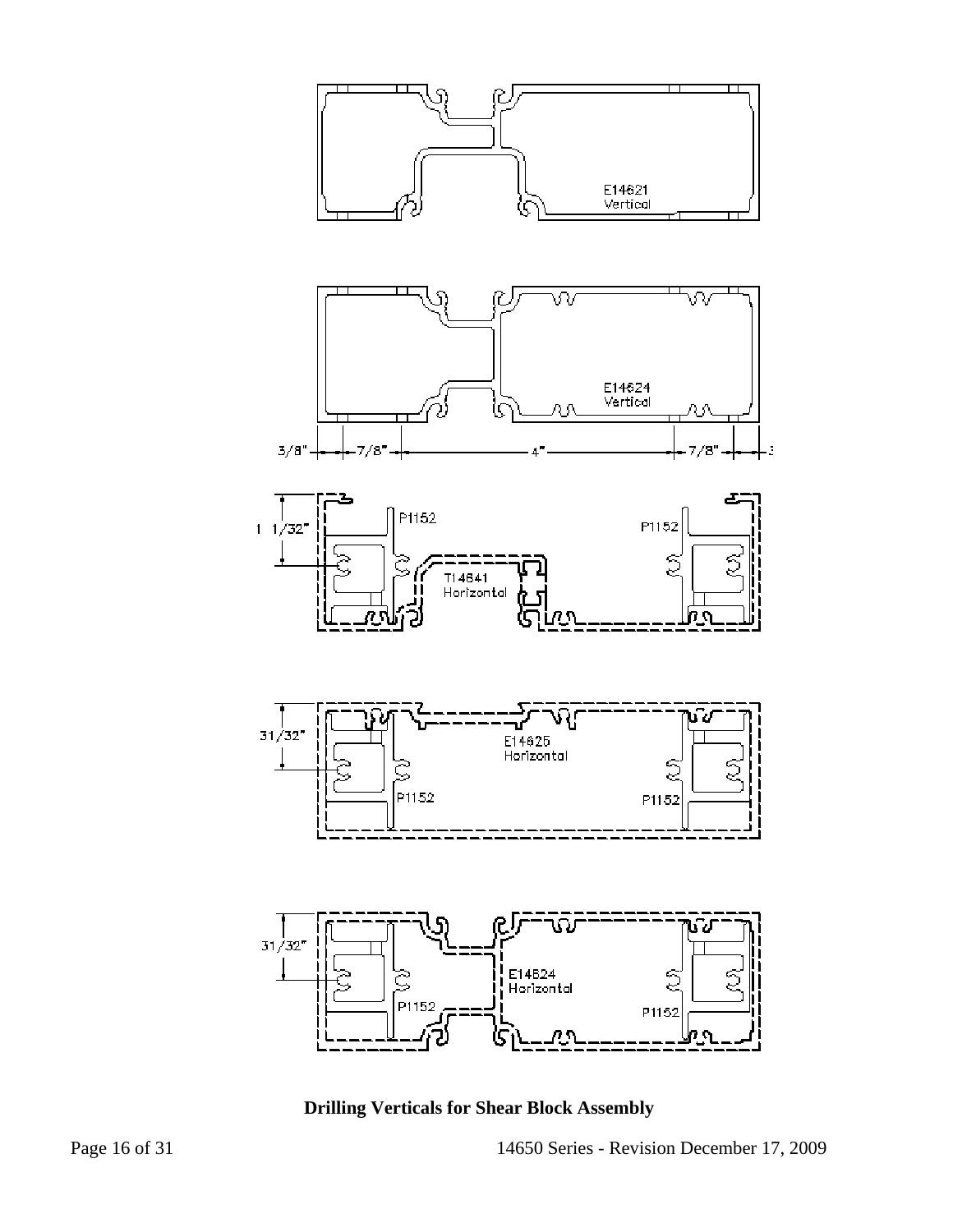E14621
Vertical

E14624
Vertical

3/8" 7/8" 4" 7/8" 3

1 1/32"

P1152 P1152

T14641
Horizontal

31/32"

E14625
Horizontal

P1152 P1152

31/32"

E14624
Horizontal

P1152 P1152

**Drilling Verticals for Shear Block Assembly**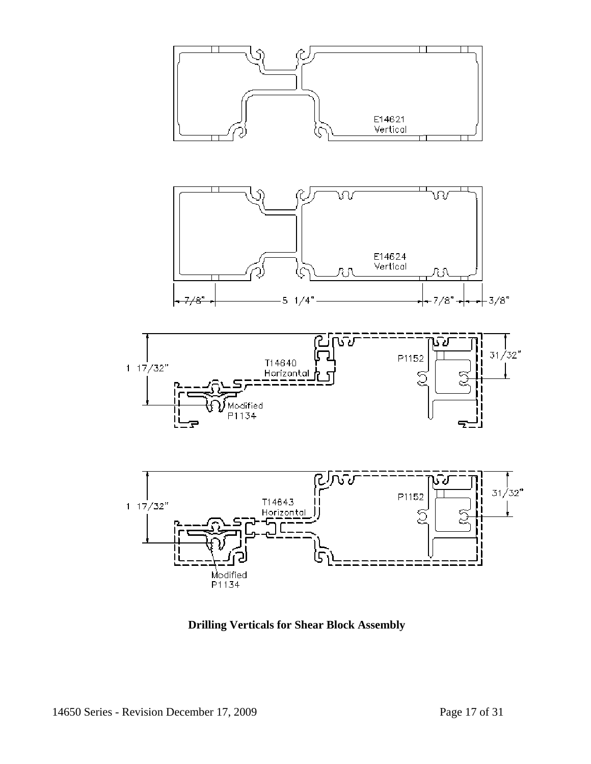E14621
Vertical

E14624
Vertical

7/8" 5 1/4" 7/8" 3/8"

1 17/32" T14640 Horizontal P1152 31/32" Modified P1134

1 17/32" T14643 Horizontal P1152 31/32" Modified P1134

**Drilling Verticals for Shear Block Assembly**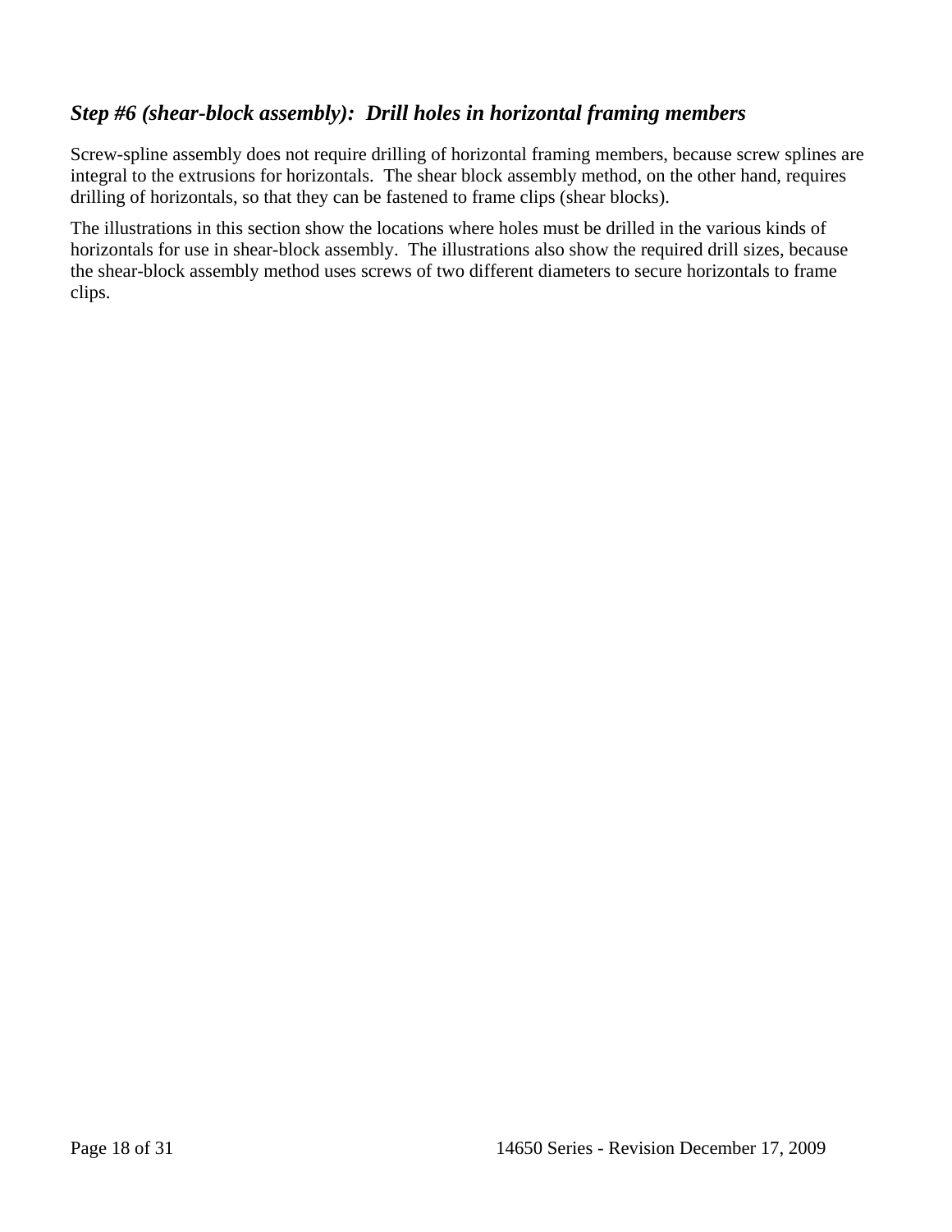### *Step #6 (shear-block assembly): Drill holes in horizontal framing members*

Screw-spline assembly does not require drilling of horizontal framing members, because screw splines are integral to the extrusions for horizontals. The shear block assembly method, on the other hand, requires drilling of horizontals, so that they can be fastened to frame clips (shear blocks).

The illustrations in this section show the locations where holes must be drilled in the various kinds of horizontals for use in shear-block assembly. The illustrations also show the required drill sizes, because the shear-block assembly method uses screws of two different diameters to secure horizontals to frame clips.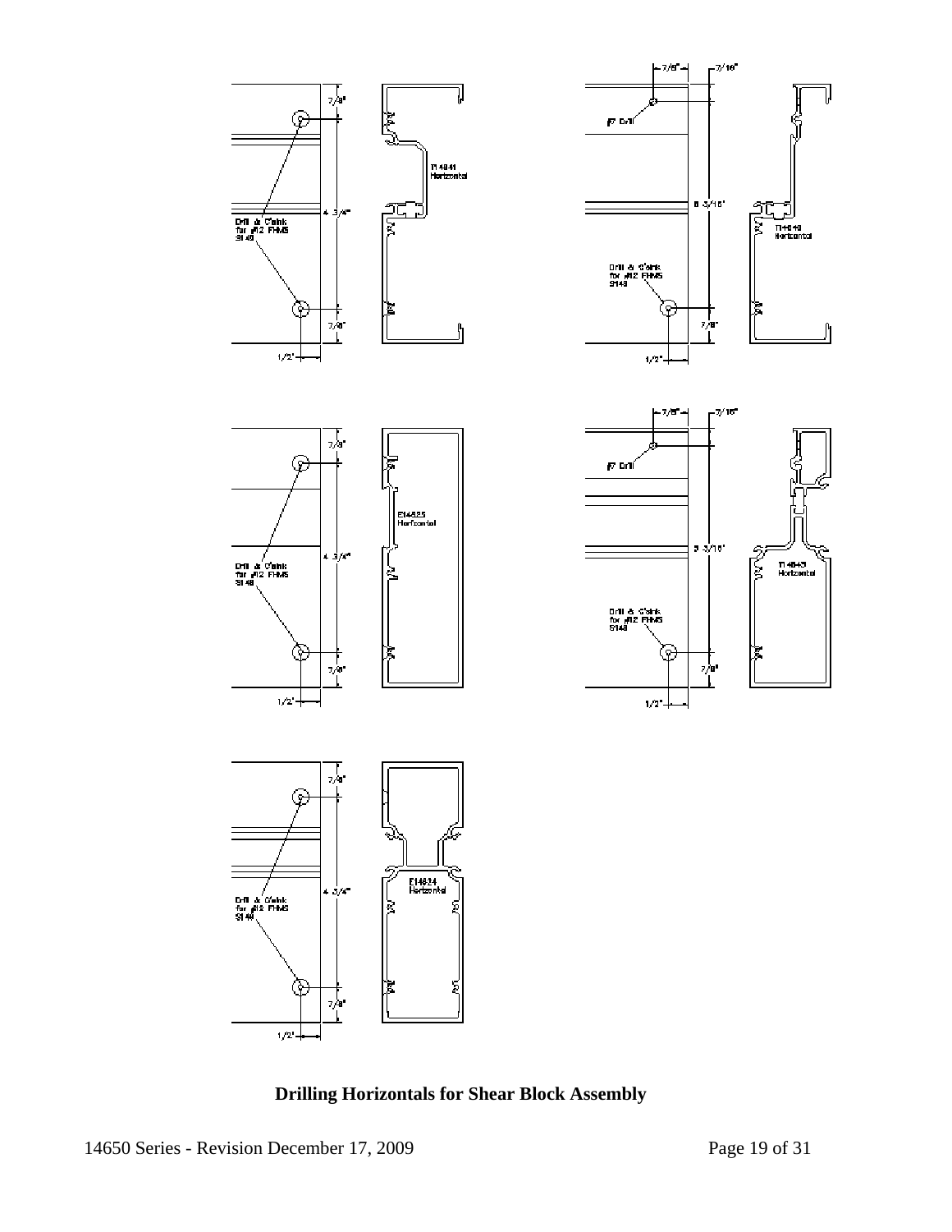7/8"

Drill & C'sink for #12 FHMS S148

4 3/4"

7/8"

1/2"

T14641 Horizontal

7/8"

7/16"

#7 Drill

8 3/16"

Drill & C'sink for #12 FHMS S148

7/8"

1/2"

T14640 Horizontal

7/8"

Drill & C'sink for #12 FHMS S148

4 3/4"

7/8"

1/2"

E14625 Horizontal

7/8"

7/16"

#7 Drill

8 3/16"

Drill & C'sink for #12 FHMS S148

7/8"

1/2"

T14643 Horizontal

7/8"

Drill & C'sink for #12 FHMS S148

4 3/4"

7/8"

1/2"

E14624 Horizontal

**Drilling Horizontals for Shear Block Assembly**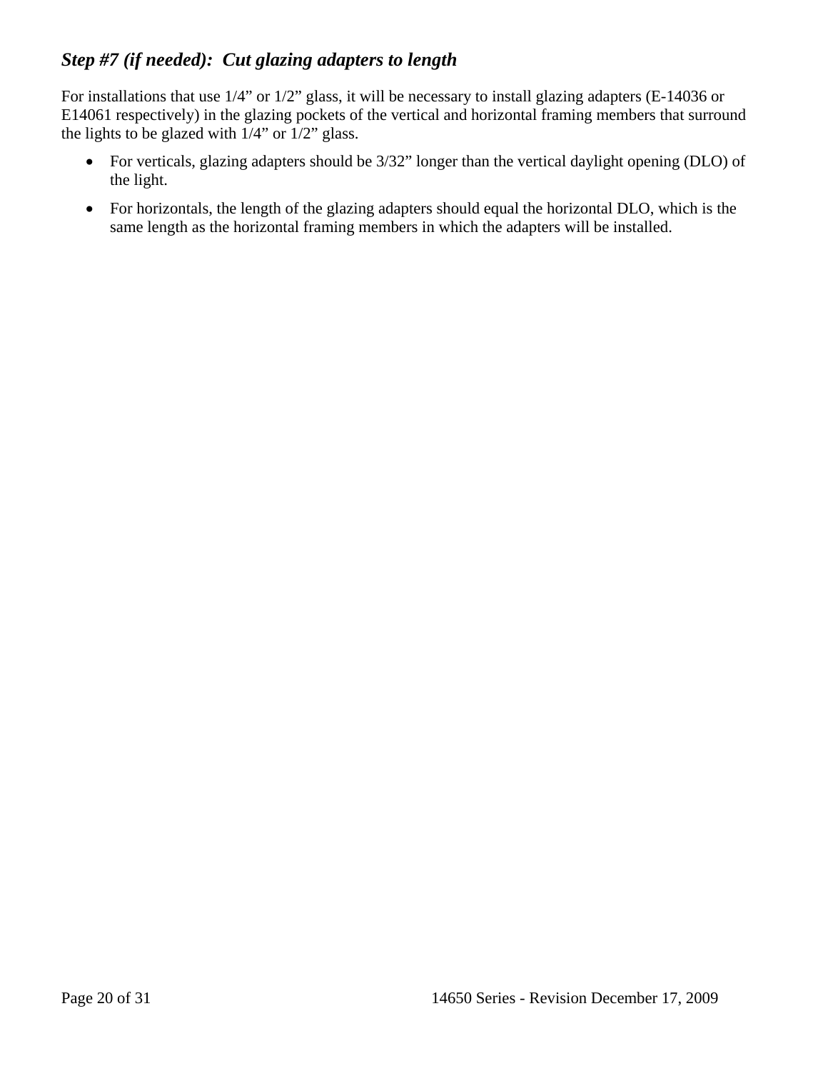### *Step #7 (if needed): Cut glazing adapters to length*

For installations that use 1/4" or 1/2" glass, it will be necessary to install glazing adapters (E-14036 or E14061 respectively) in the glazing pockets of the vertical and horizontal framing members that surround the lights to be glazed with 1/4" or 1/2" glass.

- For verticals, glazing adapters should be 3/32" longer than the vertical daylight opening (DLO) of the light.
- For horizontals, the length of the glazing adapters should equal the horizontal DLO, which is the same length as the horizontal framing members in which the adapters will be installed.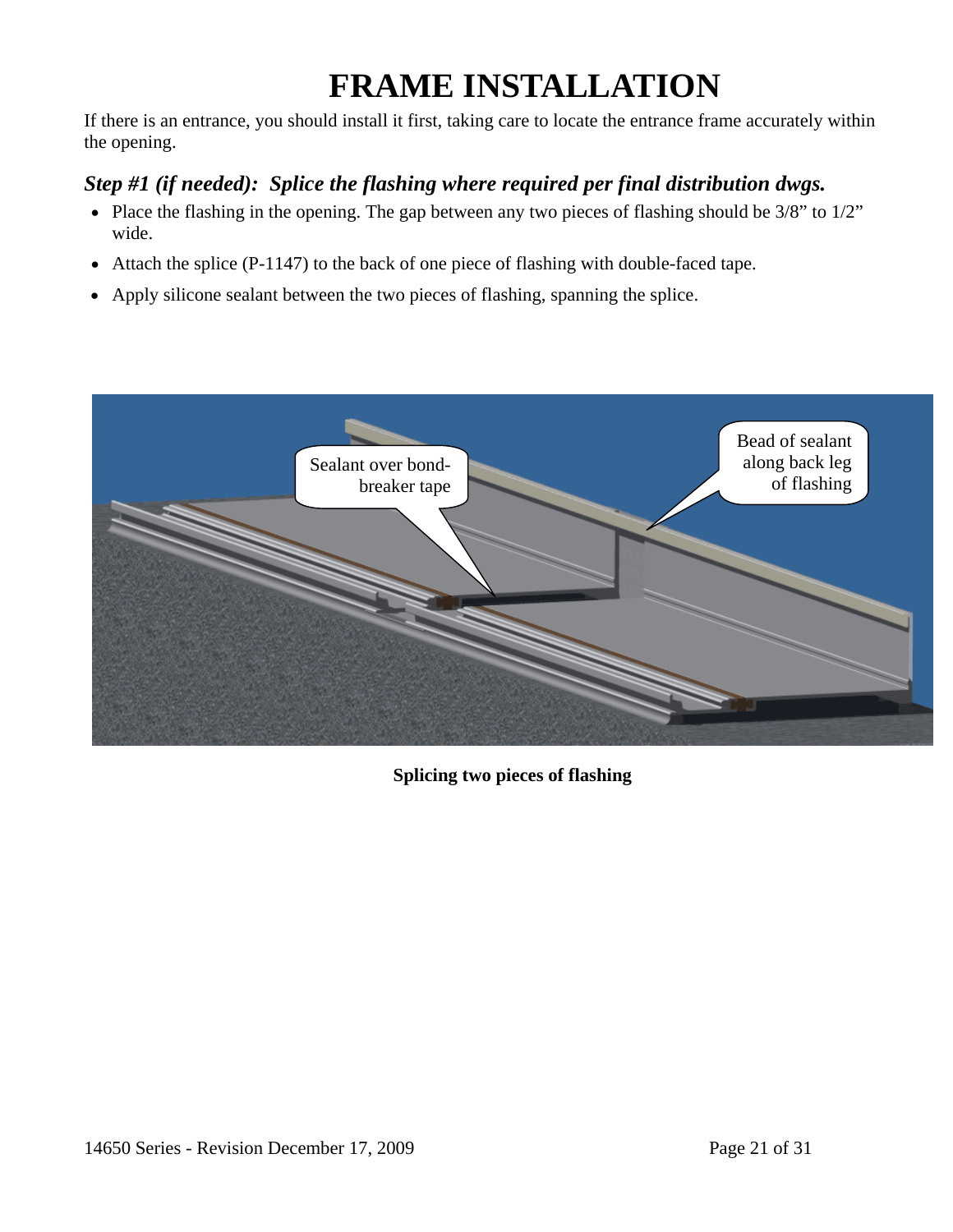# FRAME INSTALLATION

If there is an entrance, you should install it first, taking care to locate the entrance frame accurately within the opening.

### *Step #1 (if needed): Splice the flashing where required per final distribution dwgs.*

- Place the flashing in the opening. The gap between any two pieces of flashing should be 3/8” to 1/2” wide.
- Attach the splice (P-1147) to the back of one piece of flashing with double-faced tape.
- Apply silicone sealant between the two pieces of flashing, spanning the splice.

**Splicing two pieces of flashing**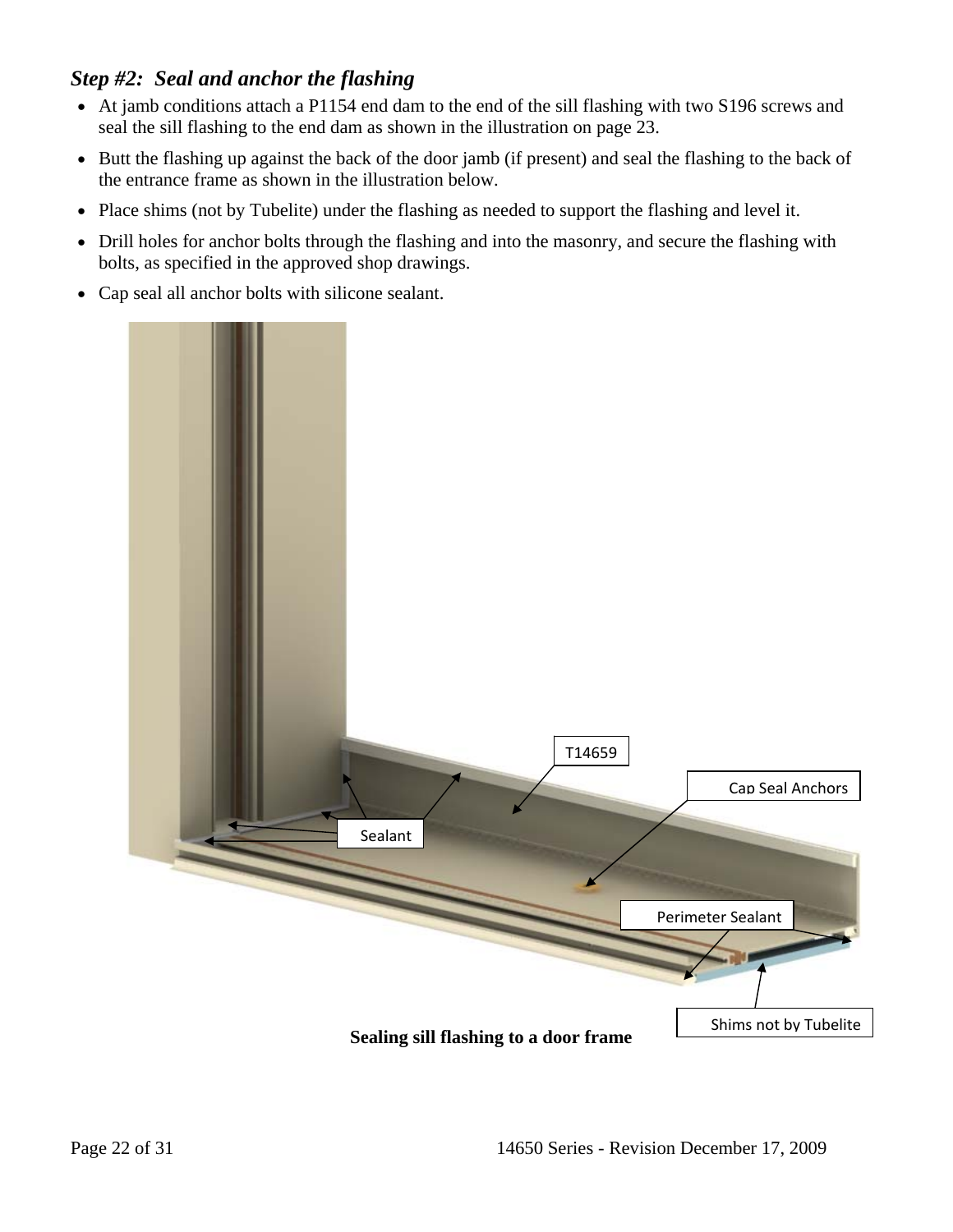### *Step #2: Seal and anchor the flashing*

- At jamb conditions attach a P1154 end dam to the end of the sill flashing with two S196 screws and seal the sill flashing to the end dam as shown in the illustration on page 23.
- Butt the flashing up against the back of the door jamb (if present) and seal the flashing to the back of the entrance frame as shown in the illustration below.
- Place shims (not by Tubelite) under the flashing as needed to support the flashing and level it.
- Drill holes for anchor bolts through the flashing and into the masonry, and secure the flashing with bolts, as specified in the approved shop drawings.
- Cap seal all anchor bolts with silicone sealant.

T14659

Cap Seal Anchors

Sealant

Perimeter Sealant

Shims not by Tubelite

**Sealing sill flashing to a door frame**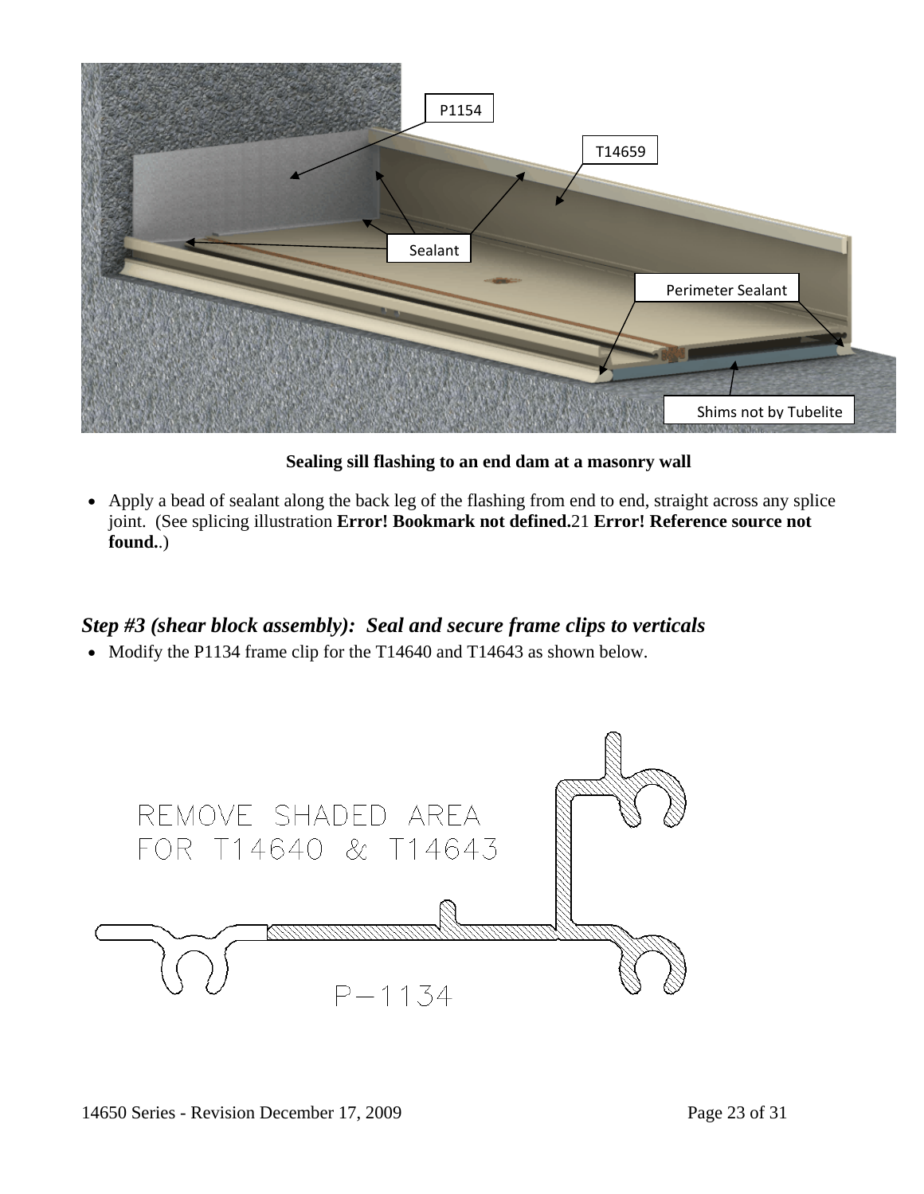**Sealing sill flashing to an end dam at a masonry wall**

- Apply a bead of sealant along the back leg of the flashing from end to end, straight across any splice joint. (See splicing illustration **Error! Bookmark not defined.**21 **Error! Reference source not found.**.)

### *Step #3 (shear block assembly): Seal and secure frame clips to verticals*

- Modify the P1134 frame clip for the T14640 and T14643 as shown below.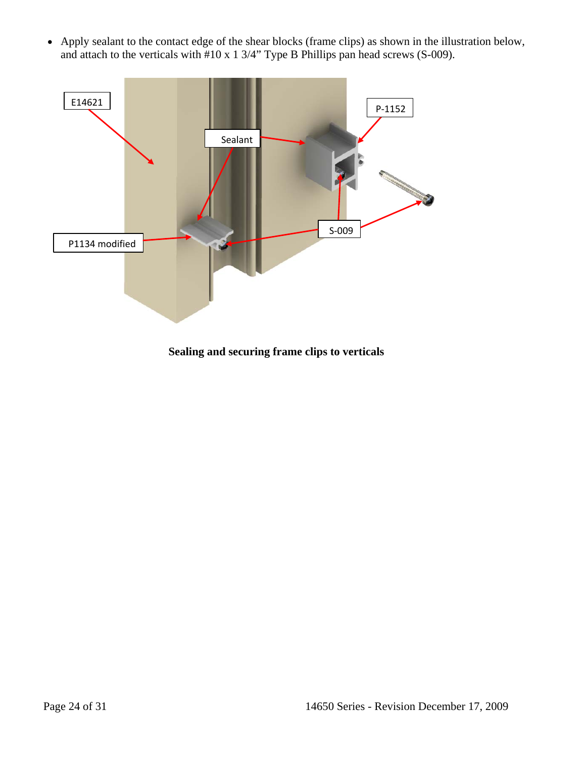- Apply sealant to the contact edge of the shear blocks (frame clips) as shown in the illustration below, and attach to the verticals with #10 x 1 3/4” Type B Phillips pan head screws (S-009).

**Sealing and securing frame clips to verticals**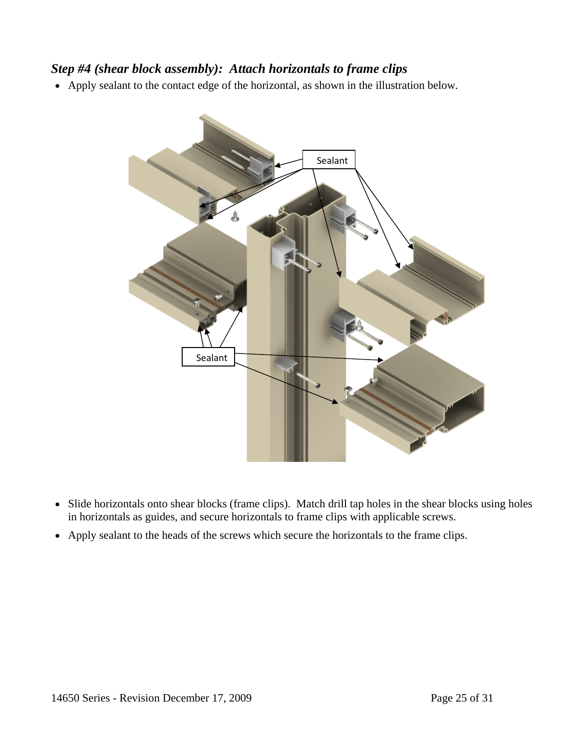### *Step #4 (shear block assembly): Attach horizontals to frame clips*

- Apply sealant to the contact edge of the horizontal, as shown in the illustration below.

- Slide horizontals onto shear blocks (frame clips). Match drill tap holes in the shear blocks using holes in horizontals as guides, and secure horizontals to frame clips with applicable screws.
- Apply sealant to the heads of the screws which secure the horizontals to the frame clips.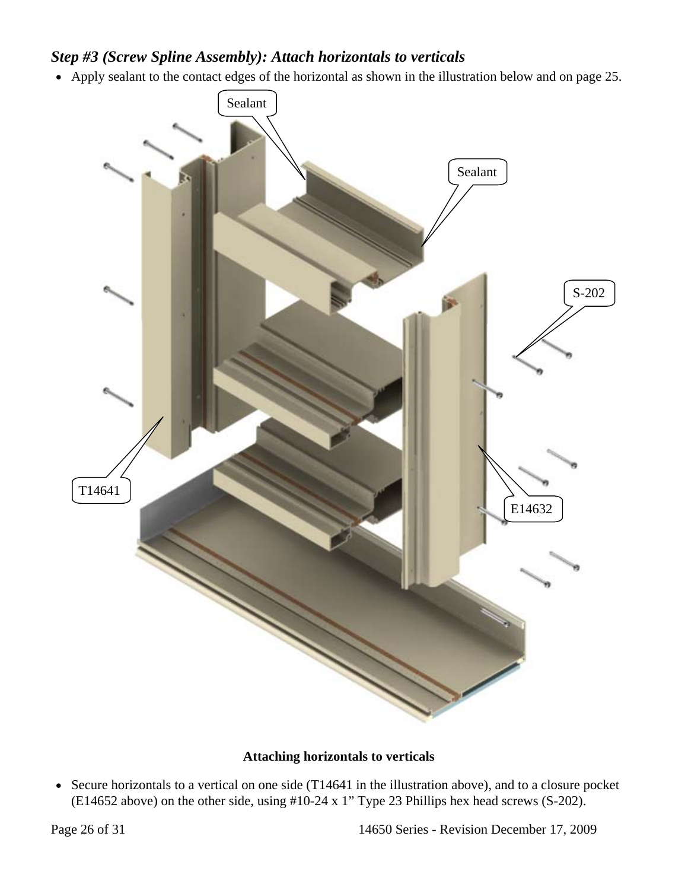### *Step #3 (Screw Spline Assembly): Attach horizontals to verticals*

- Apply sealant to the contact edges of the horizontal as shown in the illustration below and on page 25.

**Attaching horizontals to verticals**

- Secure horizontals to a vertical on one side (T14641 in the illustration above), and to a closure pocket (E14652 above) on the other side, using #10-24 x 1" Type 23 Phillips hex head screws (S-202).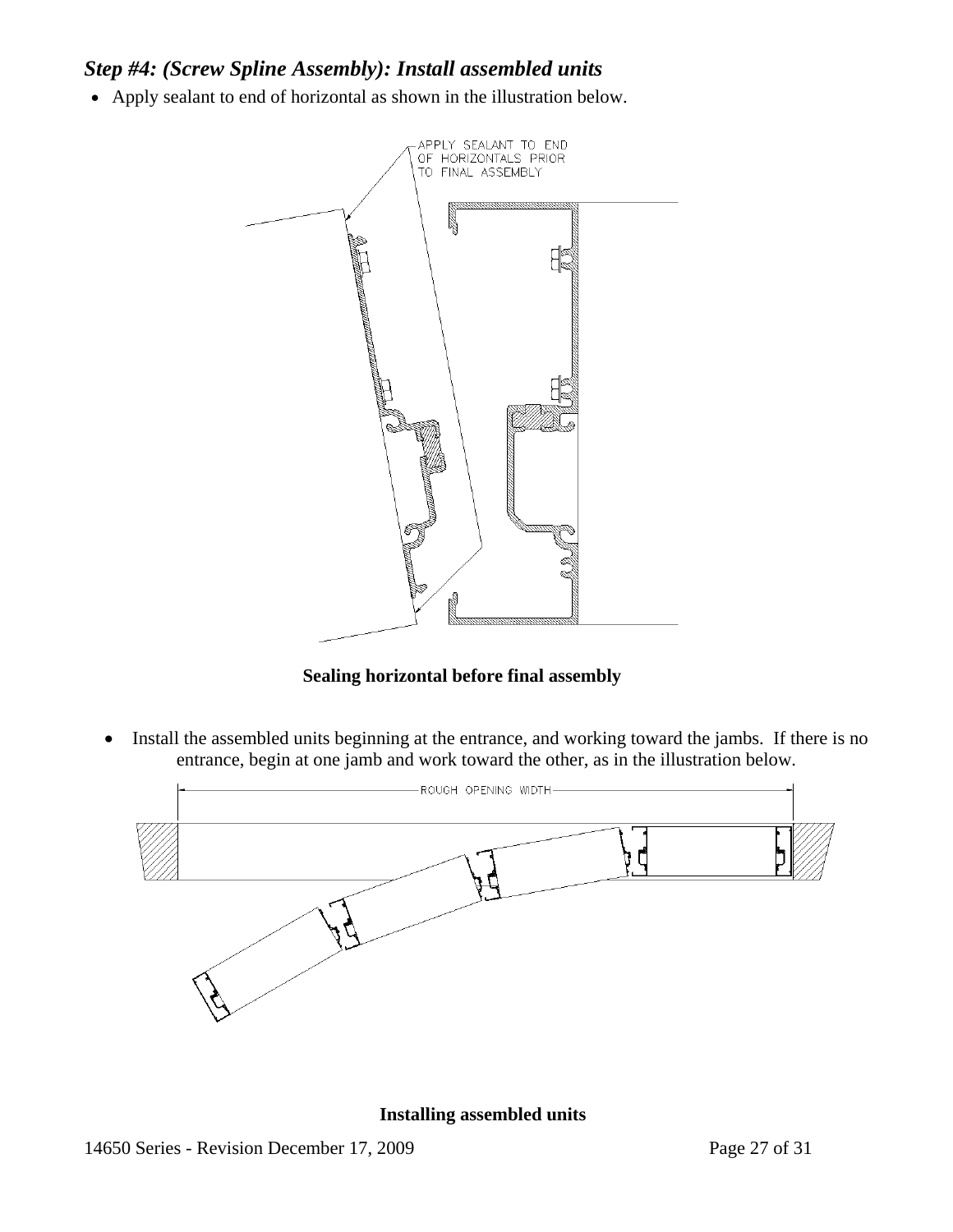## *Step #4: (Screw Spline Assembly): Install assembled units*

- Apply sealant to end of horizontal as shown in the illustration below.

APPLY SEALANT TO END OF HORIZONTALS PRIOR TO FINAL ASSEMBLY

**Sealing horizontal before final assembly**

- Install the assembled units beginning at the entrance, and working toward the jambs. If there is no entrance, begin at one jamb and work toward the other, as in the illustration below.

ROUGH OPENING WIDTH

**Installing assembled units**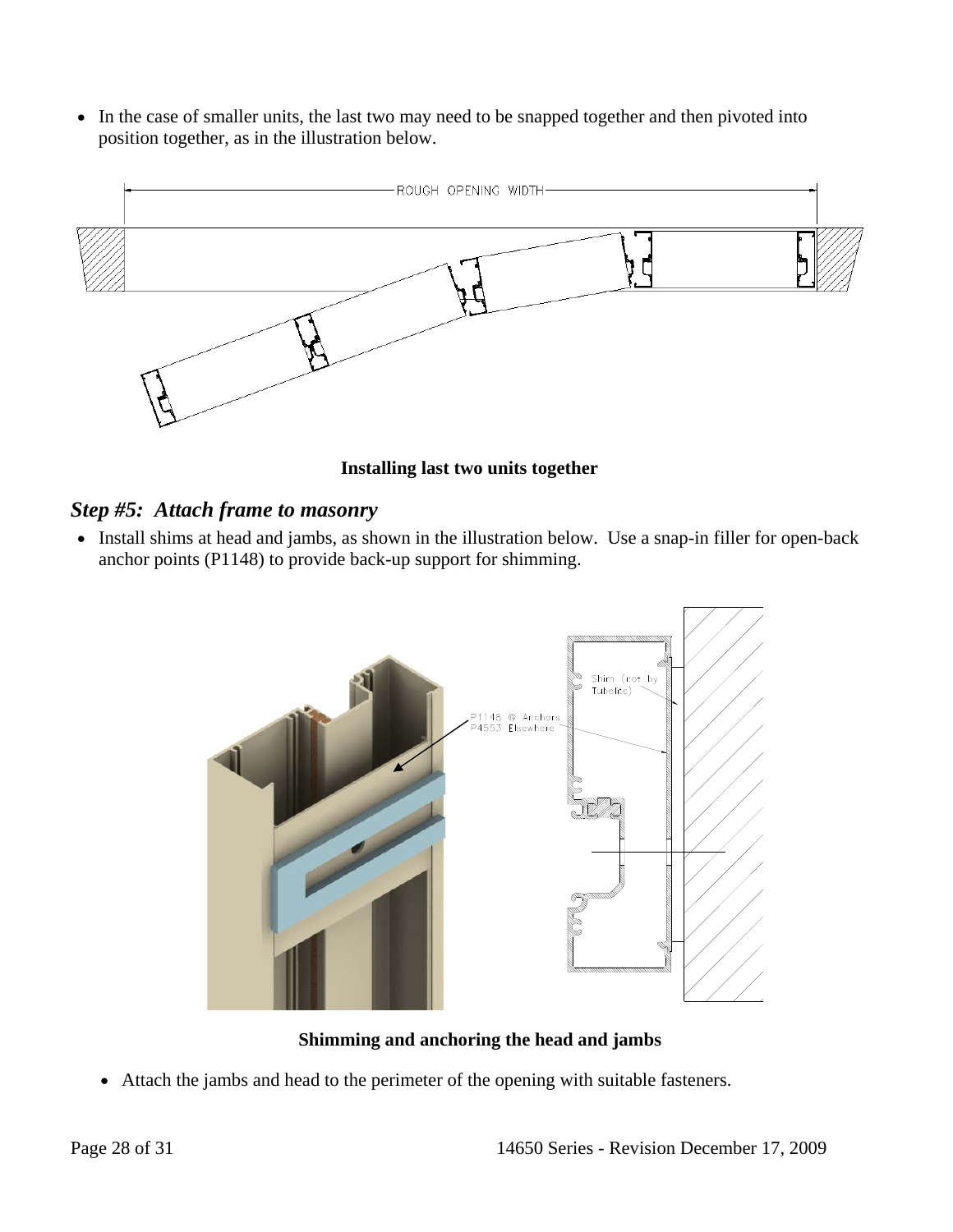- In the case of smaller units, the last two may need to be snapped together and then pivoted into position together, as in the illustration below.

**Installing last two units together**

## *Step #5: Attach frame to masonry*

- Install shims at head and jambs, as shown in the illustration below. Use a snap-in filler for open-back anchor points (P1148) to provide back-up support for shimming.

**Shimming and anchoring the head and jambs**

- Attach the jambs and head to the perimeter of the opening with suitable fasteners.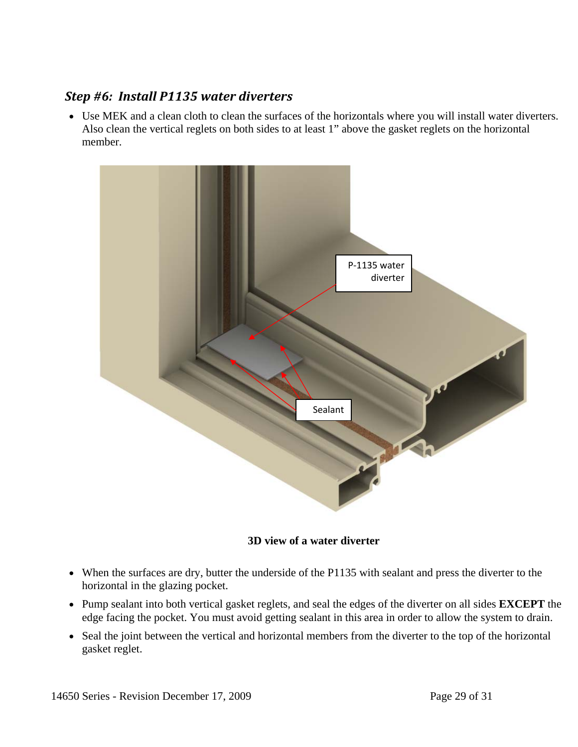### *Step #6: Install P1135 water diverters*

- Use MEK and a clean cloth to clean the surfaces of the horizontals where you will install water diverters. Also clean the vertical reglets on both sides to at least 1" above the gasket reglets on the horizontal member.

P-1135 water diverter

Sealant

**3D view of a water diverter**

- When the surfaces are dry, butter the underside of the P1135 with sealant and press the diverter to the horizontal in the glazing pocket.
- Pump sealant into both vertical gasket reglets, and seal the edges of the diverter on all sides **EXCEPT** the edge facing the pocket. You must avoid getting sealant in this area in order to allow the system to drain.
- Seal the joint between the vertical and horizontal members from the diverter to the top of the horizontal gasket reglet.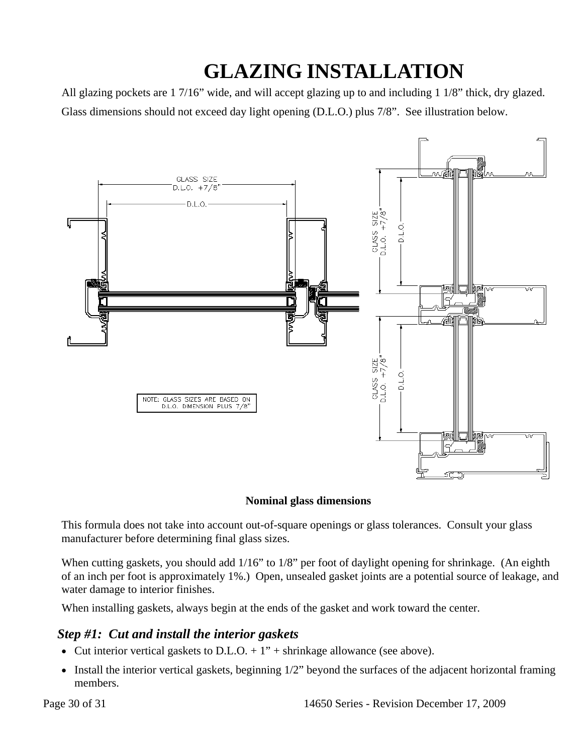# GLAZING INSTALLATION

All glazing pockets are 1 7/16" wide, and will accept glazing up to and including 1 1/8" thick, dry glazed.

Glass dimensions should not exceed day light opening (D.L.O.) plus 7/8". See illustration below.

GLASS SIZE D.L.O. +7/8"

D.L.O.

NOTE: GLASS SIZES ARE BASED ON D.L.O. DIMENSION PLUS 7/8"

**Nominal glass dimensions**

This formula does not take into account out-of-square openings or glass tolerances. Consult your glass manufacturer before determining final glass sizes.

When cutting gaskets, you should add 1/16" to 1/8" per foot of daylight opening for shrinkage. (An eighth of an inch per foot is approximately 1%.) Open, unsealed gasket joints are a potential source of leakage, and water damage to interior finishes.

When installing gaskets, always begin at the ends of the gasket and work toward the center.

### *Step #1: Cut and install the interior gaskets*

- Cut interior vertical gaskets to D.L.O. + 1" + shrinkage allowance (see above).
- Install the interior vertical gaskets, beginning 1/2" beyond the surfaces of the adjacent horizontal framing members.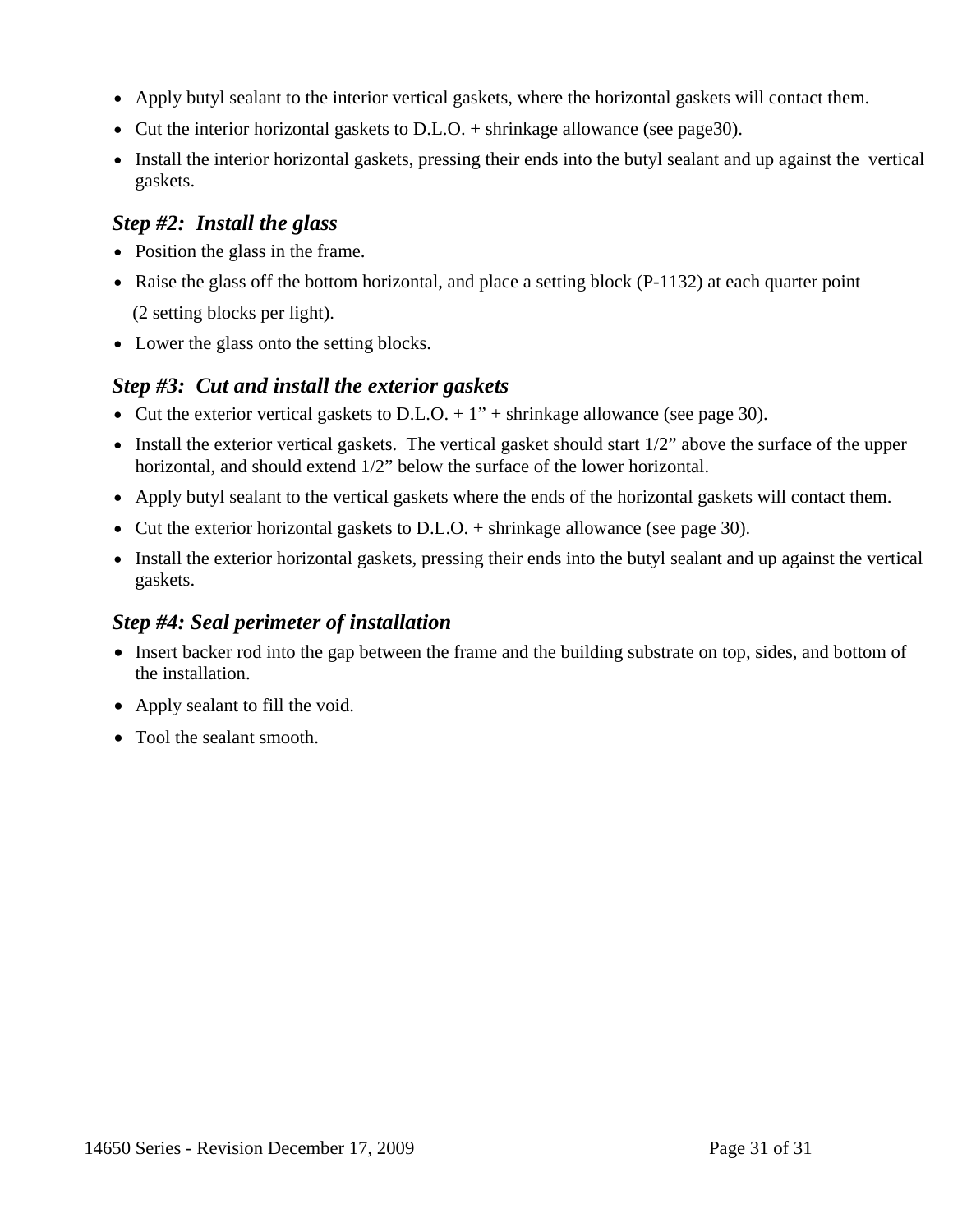- Apply butyl sealant to the interior vertical gaskets, where the horizontal gaskets will contact them.
- Cut the interior horizontal gaskets to D.L.O. + shrinkage allowance (see page30).
- Install the interior horizontal gaskets, pressing their ends into the butyl sealant and up against the vertical gaskets.

### *Step #2: Install the glass*

- Position the glass in the frame.
- Raise the glass off the bottom horizontal, and place a setting block (P-1132) at each quarter point (2 setting blocks per light).
- Lower the glass onto the setting blocks.

### *Step #3: Cut and install the exterior gaskets*

- Cut the exterior vertical gaskets to D.L.O. + 1" + shrinkage allowance (see page 30).
- Install the exterior vertical gaskets. The vertical gasket should start 1/2" above the surface of the upper horizontal, and should extend 1/2" below the surface of the lower horizontal.
- Apply butyl sealant to the vertical gaskets where the ends of the horizontal gaskets will contact them.
- Cut the exterior horizontal gaskets to D.L.O. + shrinkage allowance (see page 30).
- Install the exterior horizontal gaskets, pressing their ends into the butyl sealant and up against the vertical gaskets.

### *Step #4: Seal perimeter of installation*

- Insert backer rod into the gap between the frame and the building substrate on top, sides, and bottom of the installation.
- Apply sealant to fill the void.
- Tool the sealant smooth.